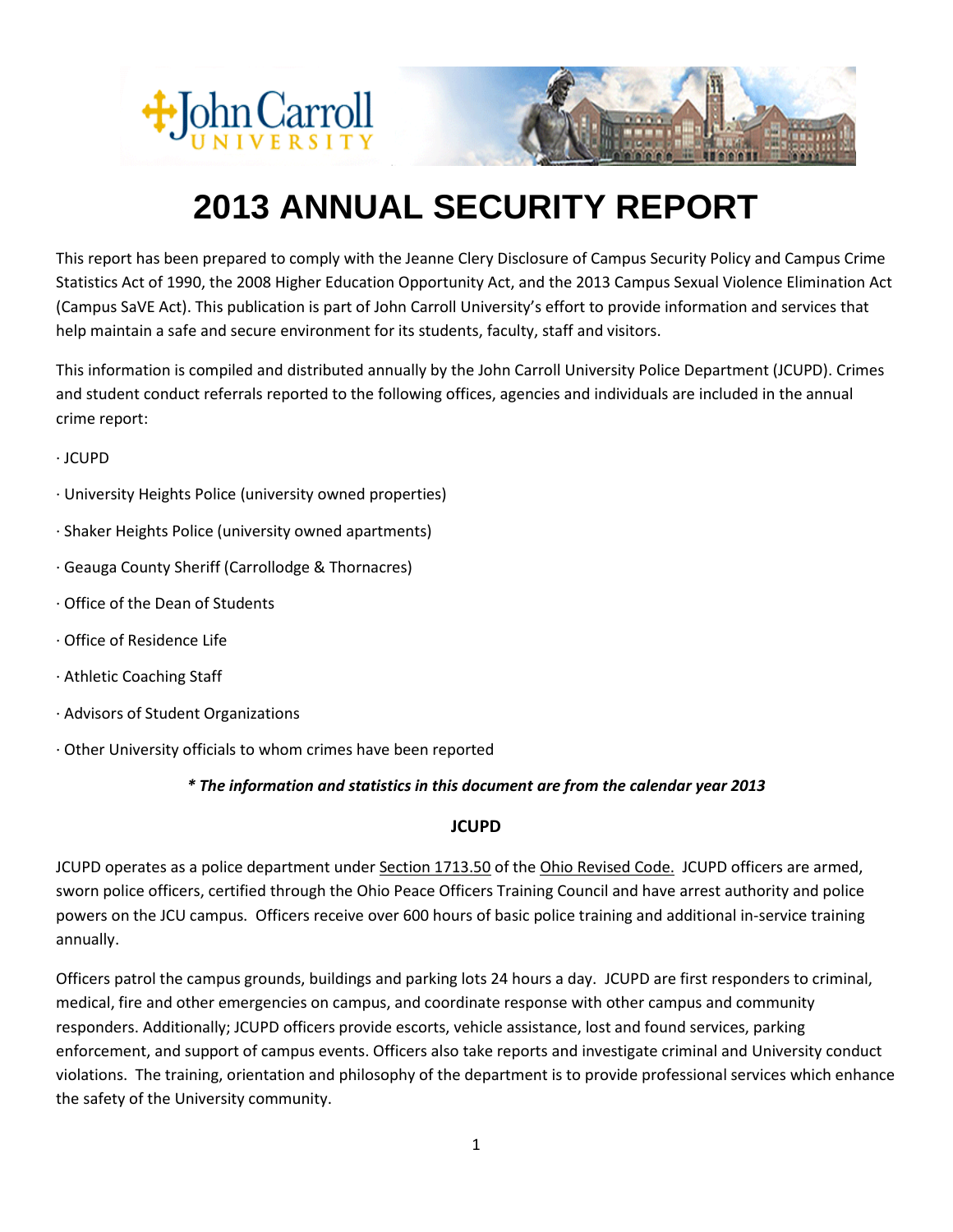# 2013 ANNUAL SECURITY REPORT

This report has been prepared to comply with the Jeanne Clery Disclosure of Campus Security Policy and Campus Crime Statistics Act of 1990, the 2008 Higher Education Opportunity Act, and the 2013 Campus Sexual Violence Elimination Act (Campus SaVE Act). This publication is part of John Carroll University's effort to provide information and services that help maintain a safe and secure environment for its students, faculty, staff and visitors.

This information is compiled and distributed annually by the John Carroll University Police Department (JCUPD). Crimes and student conduct referrals reported to the following offices, agencies and individuals are included in the annual crime report:

- JCUPD
- University Heights Police (university owned properties)
- Shaker Heights Police (university owned apartments)
- Geauga County Sheriff (Carrollodge & Thornacres)
- Office of the Dean of Students
- Office of Residence Life
- Athletic Coaching Staff
- Advisors of Student Organizations
- Other University officials to whom crimes have been reported

***\* The information and statistics in this document are from the calendar year 2013***

## JCUPD

JCUPD operates as a police department under Section 1713.50 of the Ohio Revised Code. JCUPD officers are armed, sworn police officers, certified through the Ohio Peace Officers Training Council and have arrest authority and police powers on the JCU campus. Officers receive over 600 hours of basic police training and additional in-service training annually.

Officers patrol the campus grounds, buildings and parking lots 24 hours a day. JCUPD are first responders to criminal, medical, fire and other emergencies on campus, and coordinate response with other campus and community responders. Additionally; JCUPD officers provide escorts, vehicle assistance, lost and found services, parking enforcement, and support of campus events. Officers also take reports and investigate criminal and University conduct violations. The training, orientation and philosophy of the department is to provide professional services which enhance the safety of the University community.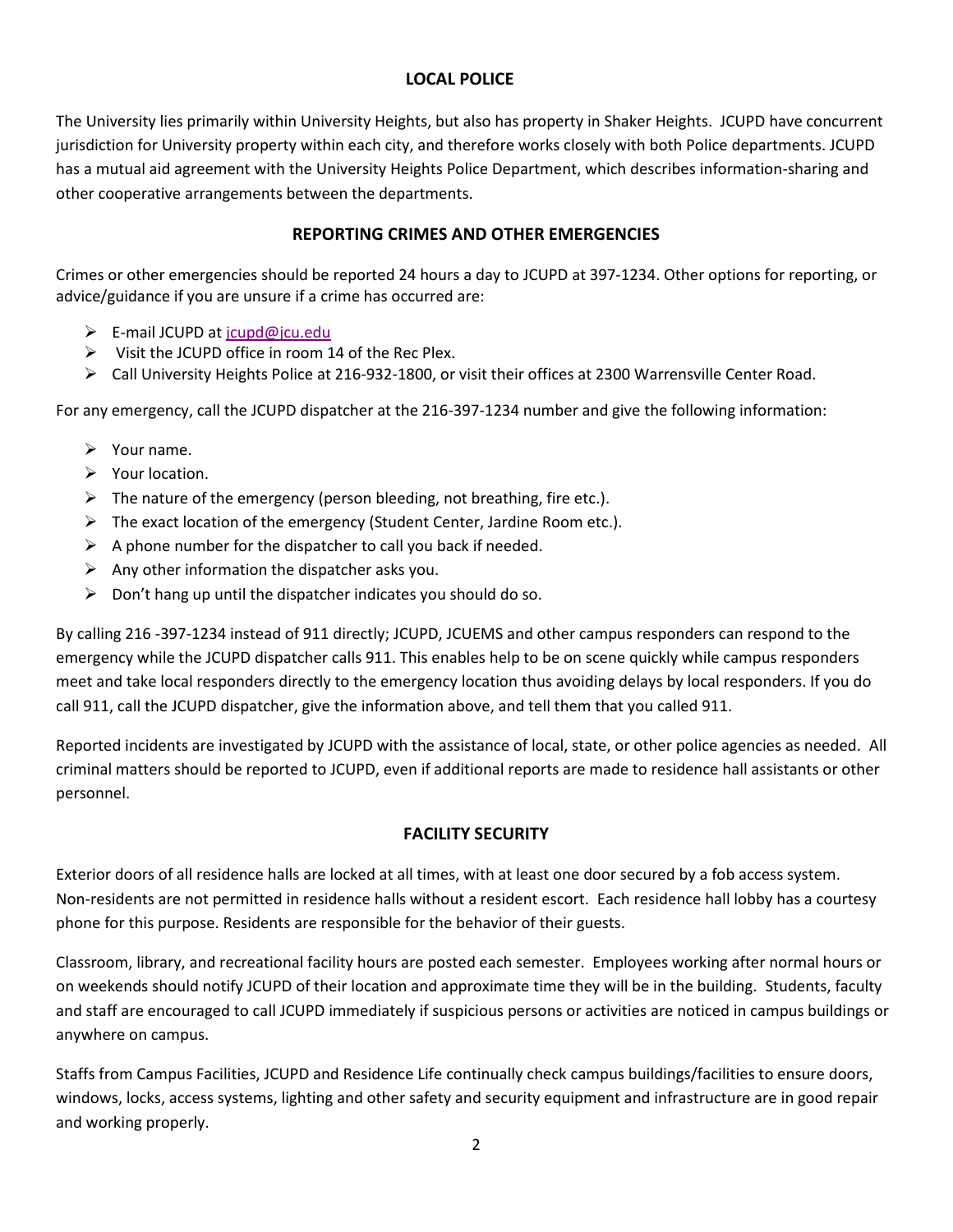## LOCAL POLICE

The University lies primarily within University Heights, but also has property in Shaker Heights. JCUPD have concurrent jurisdiction for University property within each city, and therefore works closely with both Police departments. JCUPD has a mutual aid agreement with the University Heights Police Department, which describes information-sharing and other cooperative arrangements between the departments.

## REPORTING CRIMES AND OTHER EMERGENCIES

Crimes or other emergencies should be reported 24 hours a day to JCUPD at 397-1234. Other options for reporting, or advice/guidance if you are unsure if a crime has occurred are:

- E-mail JCUPD at jcupd@jcu.edu
- Visit the JCUPD office in room 14 of the Rec Plex.
- Call University Heights Police at 216-932-1800, or visit their offices at 2300 Warrensville Center Road.

For any emergency, call the JCUPD dispatcher at the 216-397-1234 number and give the following information:

- Your name.
- Your location.
- The nature of the emergency (person bleeding, not breathing, fire etc.).
- The exact location of the emergency (Student Center, Jardine Room etc.).
- A phone number for the dispatcher to call you back if needed.
- Any other information the dispatcher asks you.
- Don't hang up until the dispatcher indicates you should do so.

By calling 216 -397-1234 instead of 911 directly; JCUPD, JCUEMS and other campus responders can respond to the emergency while the JCUPD dispatcher calls 911. This enables help to be on scene quickly while campus responders meet and take local responders directly to the emergency location thus avoiding delays by local responders. If you do call 911, call the JCUPD dispatcher, give the information above, and tell them that you called 911.

Reported incidents are investigated by JCUPD with the assistance of local, state, or other police agencies as needed. All criminal matters should be reported to JCUPD, even if additional reports are made to residence hall assistants or other personnel.

## FACILITY SECURITY

Exterior doors of all residence halls are locked at all times, with at least one door secured by a fob access system. Non-residents are not permitted in residence halls without a resident escort. Each residence hall lobby has a courtesy phone for this purpose. Residents are responsible for the behavior of their guests.

Classroom, library, and recreational facility hours are posted each semester. Employees working after normal hours or on weekends should notify JCUPD of their location and approximate time they will be in the building. Students, faculty and staff are encouraged to call JCUPD immediately if suspicious persons or activities are noticed in campus buildings or anywhere on campus.

Staffs from Campus Facilities, JCUPD and Residence Life continually check campus buildings/facilities to ensure doors, windows, locks, access systems, lighting and other safety and security equipment and infrastructure are in good repair and working properly.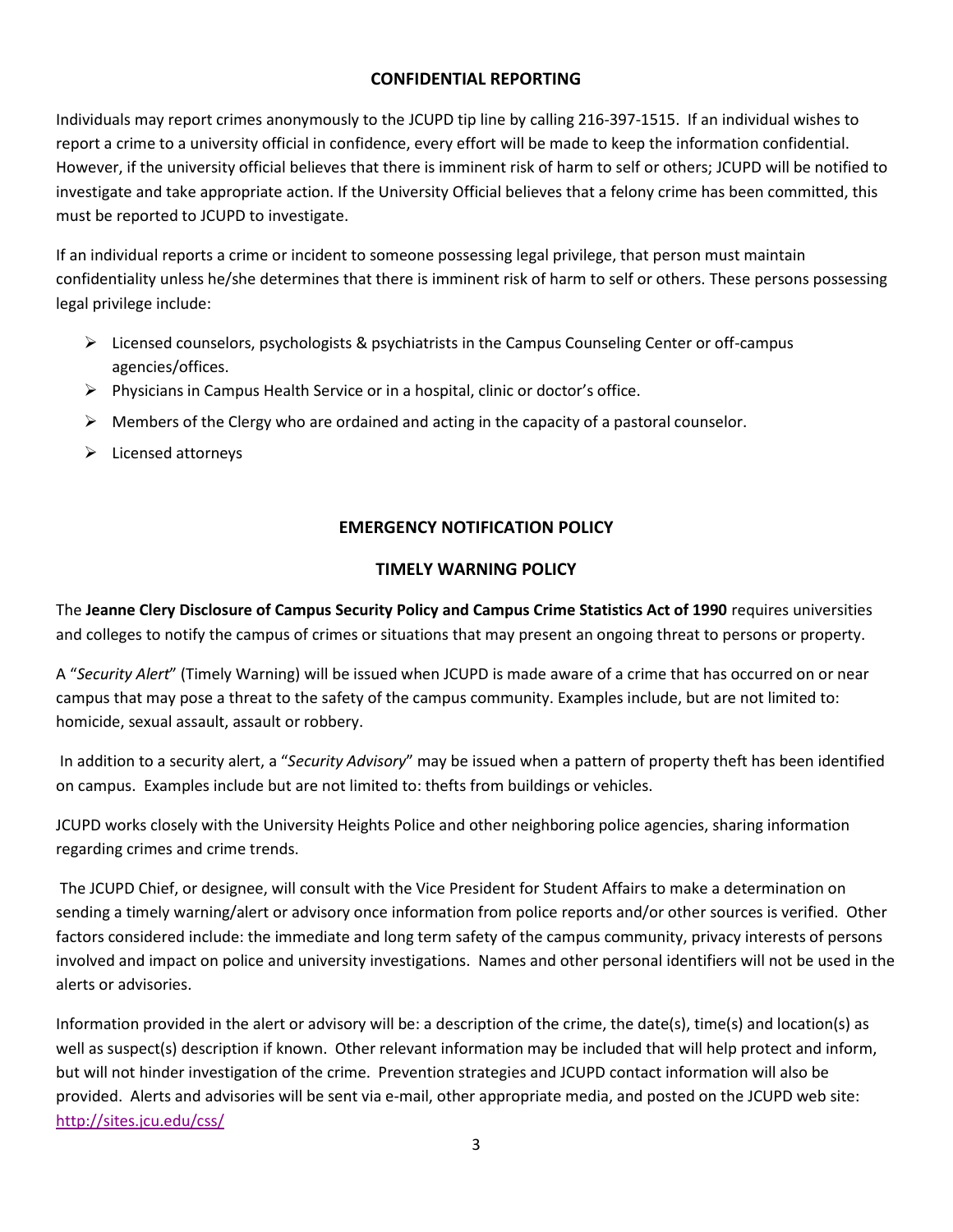## CONFIDENTIAL REPORTING

Individuals may report crimes anonymously to the JCUPD tip line by calling 216-397-1515. If an individual wishes to report a crime to a university official in confidence, every effort will be made to keep the information confidential. However, if the university official believes that there is imminent risk of harm to self or others; JCUPD will be notified to investigate and take appropriate action. If the University Official believes that a felony crime has been committed, this must be reported to JCUPD to investigate.

If an individual reports a crime or incident to someone possessing legal privilege, that person must maintain confidentiality unless he/she determines that there is imminent risk of harm to self or others. These persons possessing legal privilege include:

- Licensed counselors, psychologists & psychiatrists in the Campus Counseling Center or off-campus agencies/offices.
- Physicians in Campus Health Service or in a hospital, clinic or doctor's office.
- Members of the Clergy who are ordained and acting in the capacity of a pastoral counselor.
- Licensed attorneys

## EMERGENCY NOTIFICATION POLICY

## TIMELY WARNING POLICY

The **Jeanne Clery Disclosure of Campus Security Policy and Campus Crime Statistics Act of 1990** requires universities and colleges to notify the campus of crimes or situations that may present an ongoing threat to persons or property.

A "*Security Alert*" (Timely Warning) will be issued when JCUPD is made aware of a crime that has occurred on or near campus that may pose a threat to the safety of the campus community. Examples include, but are not limited to: homicide, sexual assault, assault or robbery.

In addition to a security alert, a "*Security Advisory*" may be issued when a pattern of property theft has been identified on campus. Examples include but are not limited to: thefts from buildings or vehicles.

JCUPD works closely with the University Heights Police and other neighboring police agencies, sharing information regarding crimes and crime trends.

The JCUPD Chief, or designee, will consult with the Vice President for Student Affairs to make a determination on sending a timely warning/alert or advisory once information from police reports and/or other sources is verified. Other factors considered include: the immediate and long term safety of the campus community, privacy interests of persons involved and impact on police and university investigations. Names and other personal identifiers will not be used in the alerts or advisories.

Information provided in the alert or advisory will be: a description of the crime, the date(s), time(s) and location(s) as well as suspect(s) description if known. Other relevant information may be included that will help protect and inform, but will not hinder investigation of the crime. Prevention strategies and JCUPD contact information will also be provided. Alerts and advisories will be sent via e-mail, other appropriate media, and posted on the JCUPD web site: [http://sites.jcu.edu/css/](http://sites.jcu.edu/css/)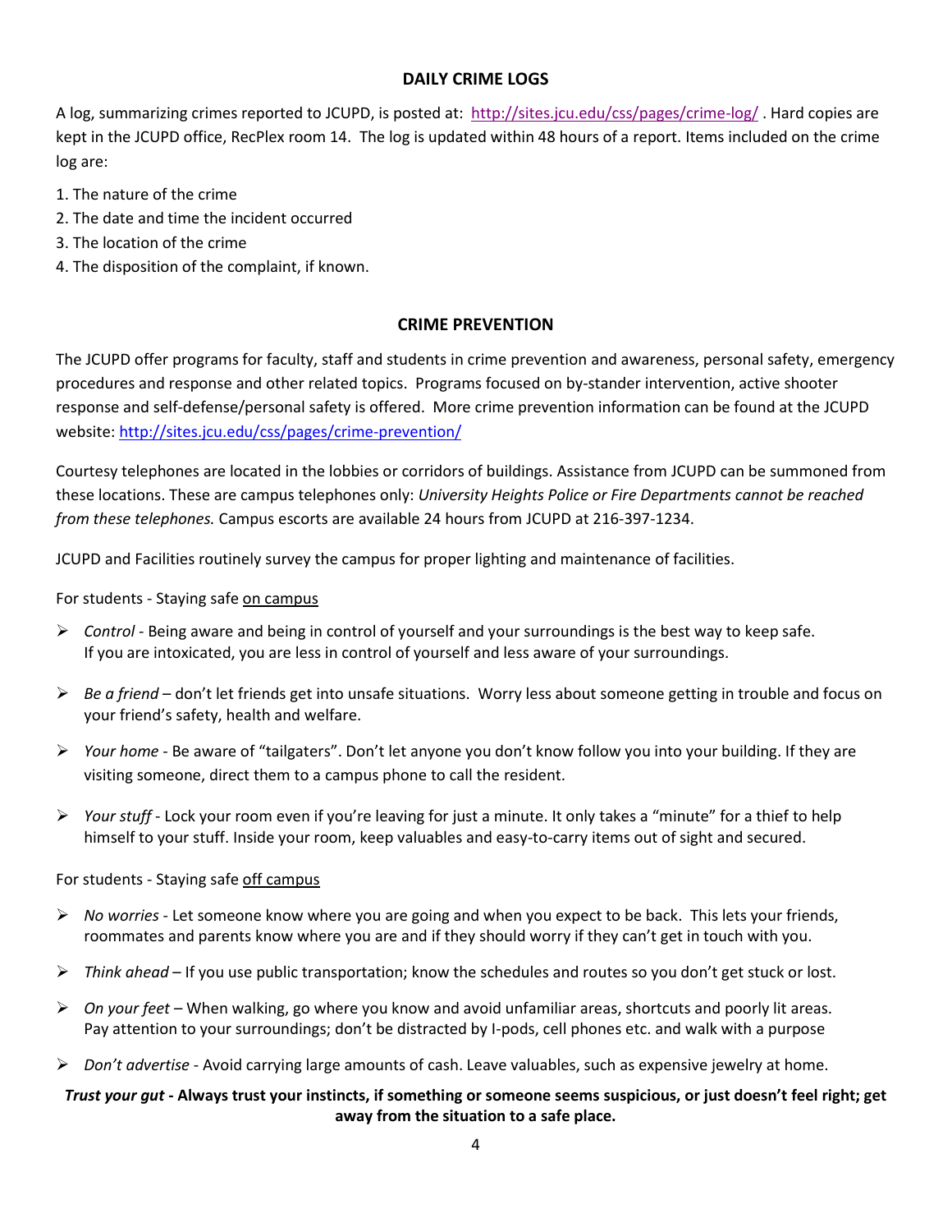## DAILY CRIME LOGS

A log, summarizing crimes reported to JCUPD, is posted at: http://sites.jcu.edu/css/pages/crime-log/ . Hard copies are kept in the JCUPD office, RecPlex room 14. The log is updated within 48 hours of a report. Items included on the crime log are:

1. The nature of the crime
2. The date and time the incident occurred
3. The location of the crime
4. The disposition of the complaint, if known.

## CRIME PREVENTION

The JCUPD offer programs for faculty, staff and students in crime prevention and awareness, personal safety, emergency procedures and response and other related topics. Programs focused on by-stander intervention, active shooter response and self-defense/personal safety is offered. More crime prevention information can be found at the JCUPD website: http://sites.jcu.edu/css/pages/crime-prevention/

Courtesy telephones are located in the lobbies or corridors of buildings. Assistance from JCUPD can be summoned from these locations. These are campus telephones only: *University Heights Police or Fire Departments cannot be reached from these telephones.* Campus escorts are available 24 hours from JCUPD at 216-397-1234.

JCUPD and Facilities routinely survey the campus for proper lighting and maintenance of facilities.

For students - Staying safe <u>on campus</u>

- *Control* - Being aware and being in control of yourself and your surroundings is the best way to keep safe. If you are intoxicated, you are less in control of yourself and less aware of your surroundings.
- *Be a friend* – don't let friends get into unsafe situations. Worry less about someone getting in trouble and focus on your friend's safety, health and welfare.
- *Your home* - Be aware of "tailgaters". Don't let anyone you don't know follow you into your building. If they are visiting someone, direct them to a campus phone to call the resident.
- *Your stuff* - Lock your room even if you're leaving for just a minute. It only takes a "minute" for a thief to help himself to your stuff. Inside your room, keep valuables and easy-to-carry items out of sight and secured.

For students - Staying safe <u>off campus</u>

- *No worries* - Let someone know where you are going and when you expect to be back. This lets your friends, roommates and parents know where you are and if they should worry if they can't get in touch with you.
- *Think ahead* – If you use public transportation; know the schedules and routes so you don't get stuck or lost.
- *On your feet* – When walking, go where you know and avoid unfamiliar areas, shortcuts and poorly lit areas. Pay attention to your surroundings; don't be distracted by I-pods, cell phones etc. and walk with a purpose
- *Don't advertise* - Avoid carrying large amounts of cash. Leave valuables, such as expensive jewelry at home.

***Trust your gut* - Always trust your instincts, if something or someone seems suspicious, or just doesn't feel right; get away from the situation to a safe place.**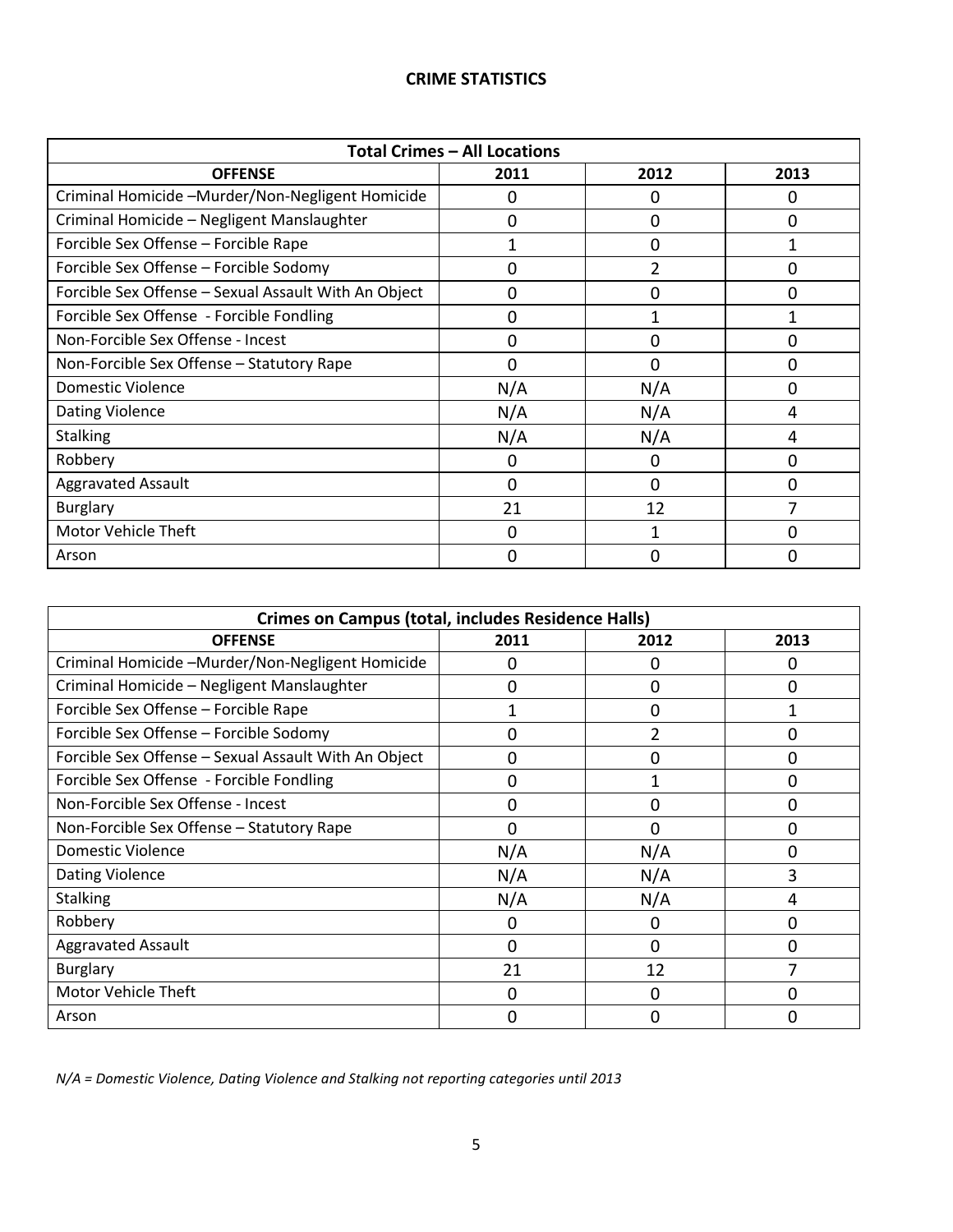## CRIME STATISTICS

| Total Crimes – All Locations | | | |
|---|---|---|---|
| **OFFENSE** | **2011** | **2012** | **2013** |
| Criminal Homicide –Murder/Non-Negligent Homicide | 0 | 0 | 0 |
| Criminal Homicide – Negligent Manslaughter | 0 | 0 | 0 |
| Forcible Sex Offense – Forcible Rape | 1 | 0 | 1 |
| Forcible Sex Offense – Forcible Sodomy | 0 | 2 | 0 |
| Forcible Sex Offense – Sexual Assault With An Object | 0 | 0 | 0 |
| Forcible Sex Offense - Forcible Fondling | 0 | 1 | 1 |
| Non-Forcible Sex Offense - Incest | 0 | 0 | 0 |
| Non-Forcible Sex Offense – Statutory Rape | 0 | 0 | 0 |
| Domestic Violence | N/A | N/A | 0 |
| Dating Violence | N/A | N/A | 4 |
| Stalking | N/A | N/A | 4 |
| Robbery | 0 | 0 | 0 |
| Aggravated Assault | 0 | 0 | 0 |
| Burglary | 21 | 12 | 7 |
| Motor Vehicle Theft | 0 | 1 | 0 |
| Arson | 0 | 0 | 0 |

| Crimes on Campus (total, includes Residence Halls) | | | |
|---|---|---|---|
| **OFFENSE** | **2011** | **2012** | **2013** |
| Criminal Homicide –Murder/Non-Negligent Homicide | 0 | 0 | 0 |
| Criminal Homicide – Negligent Manslaughter | 0 | 0 | 0 |
| Forcible Sex Offense – Forcible Rape | 1 | 0 | 1 |
| Forcible Sex Offense – Forcible Sodomy | 0 | 2 | 0 |
| Forcible Sex Offense – Sexual Assault With An Object | 0 | 0 | 0 |
| Forcible Sex Offense - Forcible Fondling | 0 | 1 | 0 |
| Non-Forcible Sex Offense - Incest | 0 | 0 | 0 |
| Non-Forcible Sex Offense – Statutory Rape | 0 | 0 | 0 |
| Domestic Violence | N/A | N/A | 0 |
| Dating Violence | N/A | N/A | 3 |
| Stalking | N/A | N/A | 4 |
| Robbery | 0 | 0 | 0 |
| Aggravated Assault | 0 | 0 | 0 |
| Burglary | 21 | 12 | 7 |
| Motor Vehicle Theft | 0 | 0 | 0 |
| Arson | 0 | 0 | 0 |

*N/A = Domestic Violence, Dating Violence and Stalking not reporting categories until 2013*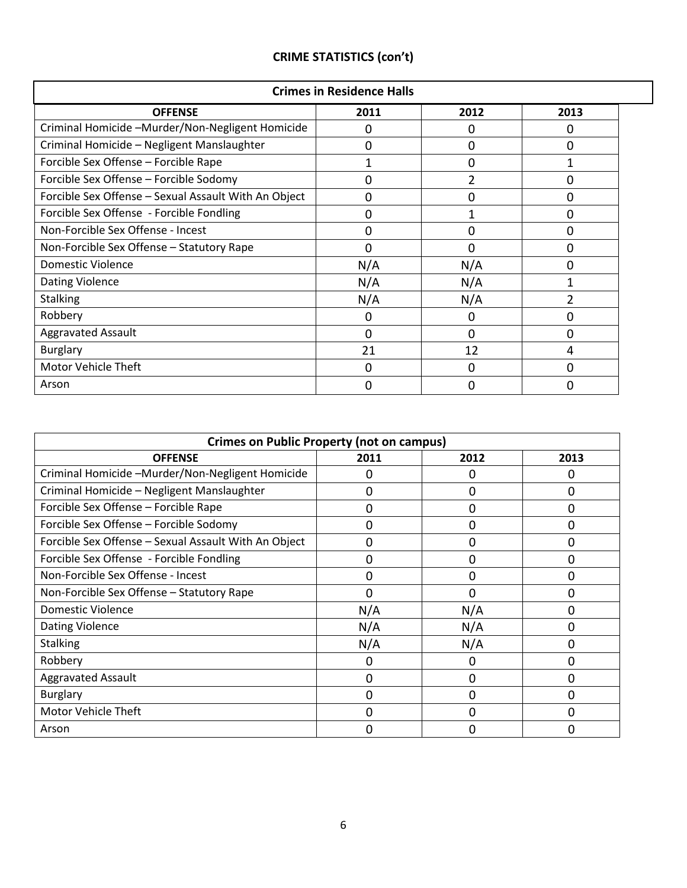## CRIME STATISTICS (con't)

| Crimes in Residence Halls | | | |
|---|---|---|---|
| **OFFENSE** | **2011** | **2012** | **2013** |
| Criminal Homicide –Murder/Non-Negligent Homicide | 0 | 0 | 0 |
| Criminal Homicide – Negligent Manslaughter | 0 | 0 | 0 |
| Forcible Sex Offense – Forcible Rape | 1 | 0 | 1 |
| Forcible Sex Offense – Forcible Sodomy | 0 | 2 | 0 |
| Forcible Sex Offense – Sexual Assault With An Object | 0 | 0 | 0 |
| Forcible Sex Offense - Forcible Fondling | 0 | 1 | 0 |
| Non-Forcible Sex Offense - Incest | 0 | 0 | 0 |
| Non-Forcible Sex Offense – Statutory Rape | 0 | 0 | 0 |
| Domestic Violence | N/A | N/A | 0 |
| Dating Violence | N/A | N/A | 1 |
| Stalking | N/A | N/A | 2 |
| Robbery | 0 | 0 | 0 |
| Aggravated Assault | 0 | 0 | 0 |
| Burglary | 21 | 12 | 4 |
| Motor Vehicle Theft | 0 | 0 | 0 |
| Arson | 0 | 0 | 0 |

| Crimes on Public Property (not on campus) | | | |
|---|---|---|---|
| **OFFENSE** | **2011** | **2012** | **2013** |
| Criminal Homicide –Murder/Non-Negligent Homicide | 0 | 0 | 0 |
| Criminal Homicide – Negligent Manslaughter | 0 | 0 | 0 |
| Forcible Sex Offense – Forcible Rape | 0 | 0 | 0 |
| Forcible Sex Offense – Forcible Sodomy | 0 | 0 | 0 |
| Forcible Sex Offense – Sexual Assault With An Object | 0 | 0 | 0 |
| Forcible Sex Offense - Forcible Fondling | 0 | 0 | 0 |
| Non-Forcible Sex Offense - Incest | 0 | 0 | 0 |
| Non-Forcible Sex Offense – Statutory Rape | 0 | 0 | 0 |
| Domestic Violence | N/A | N/A | 0 |
| Dating Violence | N/A | N/A | 0 |
| Stalking | N/A | N/A | 0 |
| Robbery | 0 | 0 | 0 |
| Aggravated Assault | 0 | 0 | 0 |
| Burglary | 0 | 0 | 0 |
| Motor Vehicle Theft | 0 | 0 | 0 |
| Arson | 0 | 0 | 0 |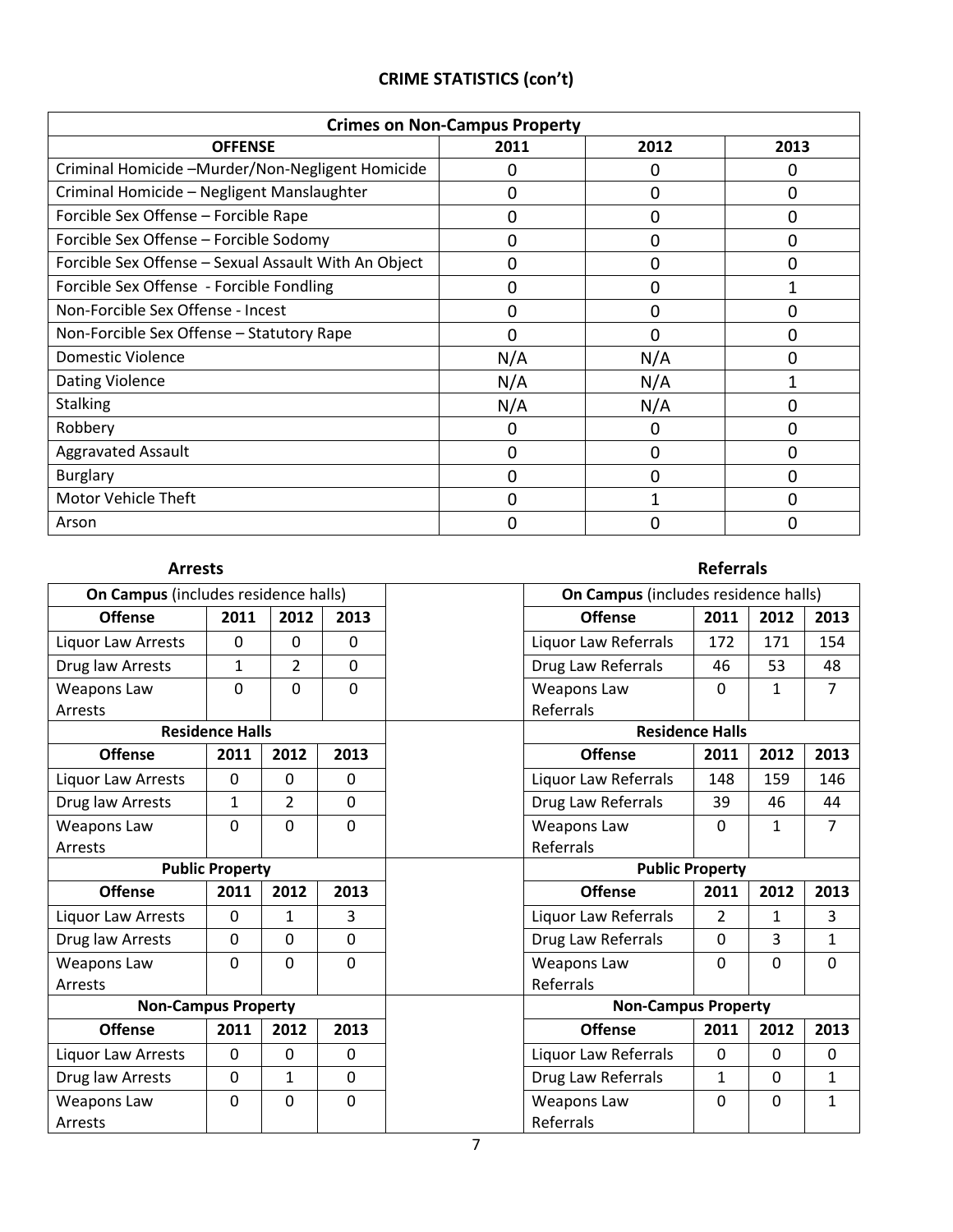## CRIME STATISTICS (con't)

| Crimes on Non-Campus Property | | | |
|---|---|---|---|
| **OFFENSE** | **2011** | **2012** | **2013** |
| Criminal Homicide –Murder/Non-Negligent Homicide | 0 | 0 | 0 |
| Criminal Homicide – Negligent Manslaughter | 0 | 0 | 0 |
| Forcible Sex Offense – Forcible Rape | 0 | 0 | 0 |
| Forcible Sex Offense – Forcible Sodomy | 0 | 0 | 0 |
| Forcible Sex Offense – Sexual Assault With An Object | 0 | 0 | 0 |
| Forcible Sex Offense - Forcible Fondling | 0 | 0 | 1 |
| Non-Forcible Sex Offense - Incest | 0 | 0 | 0 |
| Non-Forcible Sex Offense – Statutory Rape | 0 | 0 | 0 |
| Domestic Violence | N/A | N/A | 0 |
| Dating Violence | N/A | N/A | 1 |
| Stalking | N/A | N/A | 0 |
| Robbery | 0 | 0 | 0 |
| Aggravated Assault | 0 | 0 | 0 |
| Burglary | 0 | 0 | 0 |
| Motor Vehicle Theft | 0 | 1 | 0 |
| Arson | 0 | 0 | 0 |

### Arrests

| **On Campus** (includes residence halls) | | | |
|---|---|---|---|
| **Offense** | **2011** | **2012** | **2013** |
| Liquor Law Arrests | 0 | 0 | 0 |
| Drug law Arrests | 1 | 2 | 0 |
| Weapons Law Arrests | 0 | 0 | 0 |
| **Residence Halls** | | | |
| **Offense** | **2011** | **2012** | **2013** |
| Liquor Law Arrests | 0 | 0 | 0 |
| Drug law Arrests | 1 | 2 | 0 |
| Weapons Law Arrests | 0 | 0 | 0 |
| **Public Property** | | | |
| **Offense** | **2011** | **2012** | **2013** |
| Liquor Law Arrests | 0 | 1 | 3 |
| Drug law Arrests | 0 | 0 | 0 |
| Weapons Law Arrests | 0 | 0 | 0 |
| **Non-Campus Property** | | | |
| **Offense** | **2011** | **2012** | **2013** |
| Liquor Law Arrests | 0 | 0 | 0 |
| Drug law Arrests | 0 | 1 | 0 |
| Weapons Law Arrests | 0 | 0 | 0 |

### Referrals

| **On Campus** (includes residence halls) | | | |
|---|---|---|---|
| **Offense** | **2011** | **2012** | **2013** |
| Liquor Law Referrals | 172 | 171 | 154 |
| Drug Law Referrals | 46 | 53 | 48 |
| Weapons Law Referrals | 0 | 1 | 7 |
| **Residence Halls** | | | |
| **Offense** | **2011** | **2012** | **2013** |
| Liquor Law Referrals | 148 | 159 | 146 |
| Drug Law Referrals | 39 | 46 | 44 |
| Weapons Law Referrals | 0 | 1 | 7 |
| **Public Property** | | | |
| **Offense** | **2011** | **2012** | **2013** |
| Liquor Law Referrals | 2 | 1 | 3 |
| Drug Law Referrals | 0 | 3 | 1 |
| Weapons Law Referrals | 0 | 0 | 0 |
| **Non-Campus Property** | | | |
| **Offense** | **2011** | **2012** | **2013** |
| Liquor Law Referrals | 0 | 0 | 0 |
| Drug Law Referrals | 1 | 0 | 1 |
| Weapons Law Referrals | 0 | 0 | 1 |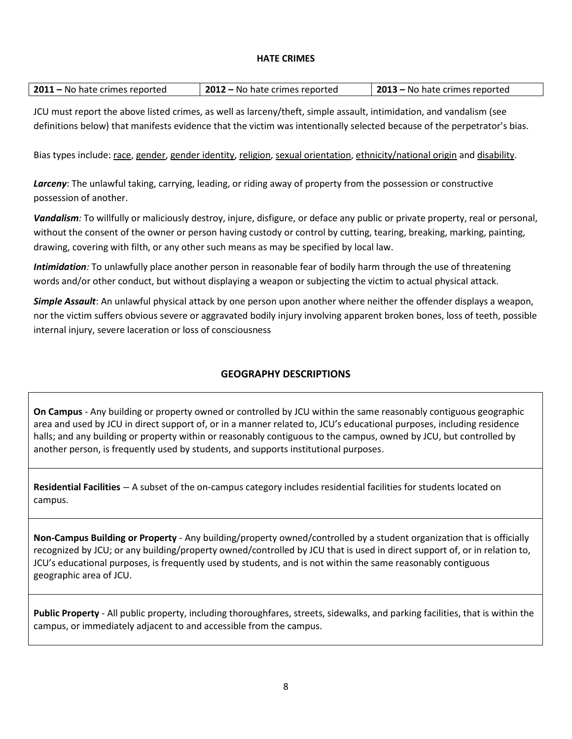## HATE CRIMES

| **2011 –** No hate crimes reported | **2012 –** No hate crimes reported | **2013 –** No hate crimes reported |
|---|---|---|

JCU must report the above listed crimes, as well as larceny/theft, simple assault, intimidation, and vandalism (see definitions below) that manifests evidence that the victim was intentionally selected because of the perpetrator's bias.

Bias types include: <u>race</u>, <u>gender</u>, <u>gender identity</u>, <u>religion</u>, <u>sexual orientation</u>, <u>ethnicity/national origin</u> and <u>disability</u>.

***Larceny***: The unlawful taking, carrying, leading, or riding away of property from the possession or constructive possession of another.

***Vandalism****:* To willfully or maliciously destroy, injure, disfigure, or deface any public or private property, real or personal, without the consent of the owner or person having custody or control by cutting, tearing, breaking, marking, painting, drawing, covering with filth, or any other such means as may be specified by local law.

***Intimidation****:* To unlawfully place another person in reasonable fear of bodily harm through the use of threatening words and/or other conduct, but without displaying a weapon or subjecting the victim to actual physical attack.

***Simple Assault***: An unlawful physical attack by one person upon another where neither the offender displays a weapon, nor the victim suffers obvious severe or aggravated bodily injury involving apparent broken bones, loss of teeth, possible internal injury, severe laceration or loss of consciousness

## GEOGRAPHY DESCRIPTIONS

**On Campus** - Any building or property owned or controlled by JCU within the same reasonably contiguous geographic area and used by JCU in direct support of, or in a manner related to, JCU's educational purposes, including residence halls; and any building or property within or reasonably contiguous to the campus, owned by JCU, but controlled by another person, is frequently used by students, and supports institutional purposes.

**Residential Facilities** – A subset of the on-campus category includes residential facilities for students located on campus.

**Non-Campus Building or Property** - Any building/property owned/controlled by a student organization that is officially recognized by JCU; or any building/property owned/controlled by JCU that is used in direct support of, or in relation to, JCU's educational purposes, is frequently used by students, and is not within the same reasonably contiguous geographic area of JCU.

**Public Property** - All public property, including thoroughfares, streets, sidewalks, and parking facilities, that is within the campus, or immediately adjacent to and accessible from the campus.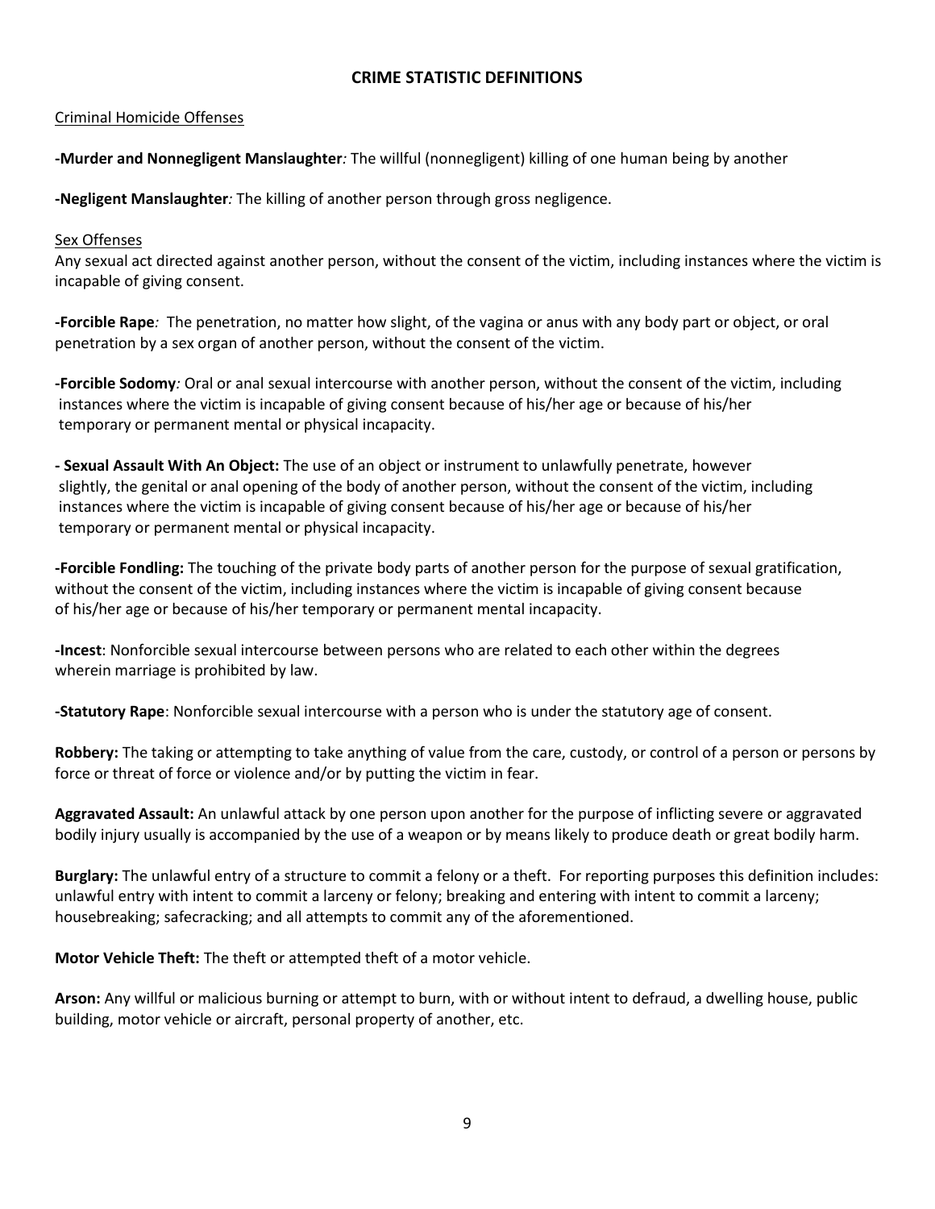## CRIME STATISTIC DEFINITIONS

Criminal Homicide Offenses

**-Murder and Nonnegligent Manslaughter***:* The willful (nonnegligent) killing of one human being by another

**-Negligent Manslaughter***:* The killing of another person through gross negligence.

Sex Offenses

Any sexual act directed against another person, without the consent of the victim, including instances where the victim is incapable of giving consent.

**-Forcible Rape***:* The penetration, no matter how slight, of the vagina or anus with any body part or object, or oral penetration by a sex organ of another person, without the consent of the victim.

**-Forcible Sodomy***:* Oral or anal sexual intercourse with another person, without the consent of the victim, including instances where the victim is incapable of giving consent because of his/her age or because of his/her temporary or permanent mental or physical incapacity.

**- Sexual Assault With An Object:** The use of an object or instrument to unlawfully penetrate, however slightly, the genital or anal opening of the body of another person, without the consent of the victim, including instances where the victim is incapable of giving consent because of his/her age or because of his/her temporary or permanent mental or physical incapacity.

**-Forcible Fondling:** The touching of the private body parts of another person for the purpose of sexual gratification, without the consent of the victim, including instances where the victim is incapable of giving consent because of his/her age or because of his/her temporary or permanent mental incapacity.

**-Incest**: Nonforcible sexual intercourse between persons who are related to each other within the degrees wherein marriage is prohibited by law.

**-Statutory Rape**: Nonforcible sexual intercourse with a person who is under the statutory age of consent.

**Robbery:** The taking or attempting to take anything of value from the care, custody, or control of a person or persons by force or threat of force or violence and/or by putting the victim in fear.

**Aggravated Assault:** An unlawful attack by one person upon another for the purpose of inflicting severe or aggravated bodily injury usually is accompanied by the use of a weapon or by means likely to produce death or great bodily harm.

**Burglary:** The unlawful entry of a structure to commit a felony or a theft. For reporting purposes this definition includes: unlawful entry with intent to commit a larceny or felony; breaking and entering with intent to commit a larceny; housebreaking; safecracking; and all attempts to commit any of the aforementioned.

**Motor Vehicle Theft:** The theft or attempted theft of a motor vehicle.

**Arson:** Any willful or malicious burning or attempt to burn, with or without intent to defraud, a dwelling house, public building, motor vehicle or aircraft, personal property of another, etc.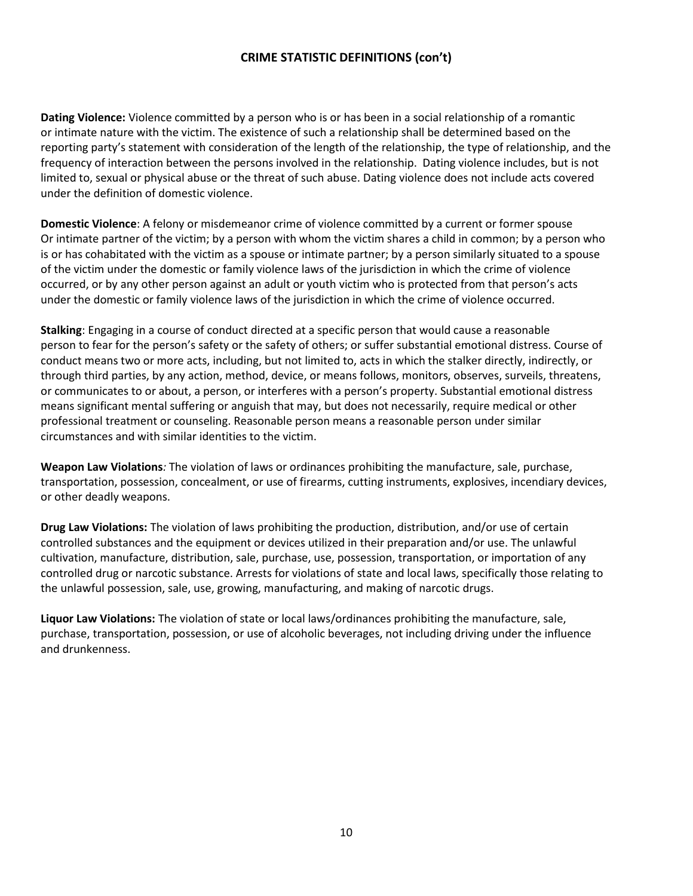## CRIME STATISTIC DEFINITIONS (con't)

**Dating Violence:** Violence committed by a person who is or has been in a social relationship of a romantic or intimate nature with the victim. The existence of such a relationship shall be determined based on the reporting party's statement with consideration of the length of the relationship, the type of relationship, and the frequency of interaction between the persons involved in the relationship. Dating violence includes, but is not limited to, sexual or physical abuse or the threat of such abuse. Dating violence does not include acts covered under the definition of domestic violence.

**Domestic Violence**: A felony or misdemeanor crime of violence committed by a current or former spouse Or intimate partner of the victim; by a person with whom the victim shares a child in common; by a person who is or has cohabitated with the victim as a spouse or intimate partner; by a person similarly situated to a spouse of the victim under the domestic or family violence laws of the jurisdiction in which the crime of violence occurred, or by any other person against an adult or youth victim who is protected from that person's acts under the domestic or family violence laws of the jurisdiction in which the crime of violence occurred.

**Stalking**: Engaging in a course of conduct directed at a specific person that would cause a reasonable person to fear for the person's safety or the safety of others; or suffer substantial emotional distress. Course of conduct means two or more acts, including, but not limited to, acts in which the stalker directly, indirectly, or through third parties, by any action, method, device, or means follows, monitors, observes, surveils, threatens, or communicates to or about, a person, or interferes with a person's property. Substantial emotional distress means significant mental suffering or anguish that may, but does not necessarily, require medical or other professional treatment or counseling. Reasonable person means a reasonable person under similar circumstances and with similar identities to the victim.

**Weapon Law Violations***:* The violation of laws or ordinances prohibiting the manufacture, sale, purchase, transportation, possession, concealment, or use of firearms, cutting instruments, explosives, incendiary devices, or other deadly weapons.

**Drug Law Violations:** The violation of laws prohibiting the production, distribution, and/or use of certain controlled substances and the equipment or devices utilized in their preparation and/or use. The unlawful cultivation, manufacture, distribution, sale, purchase, use, possession, transportation, or importation of any controlled drug or narcotic substance. Arrests for violations of state and local laws, specifically those relating to the unlawful possession, sale, use, growing, manufacturing, and making of narcotic drugs.

**Liquor Law Violations:** The violation of state or local laws/ordinances prohibiting the manufacture, sale, purchase, transportation, possession, or use of alcoholic beverages, not including driving under the influence and drunkenness.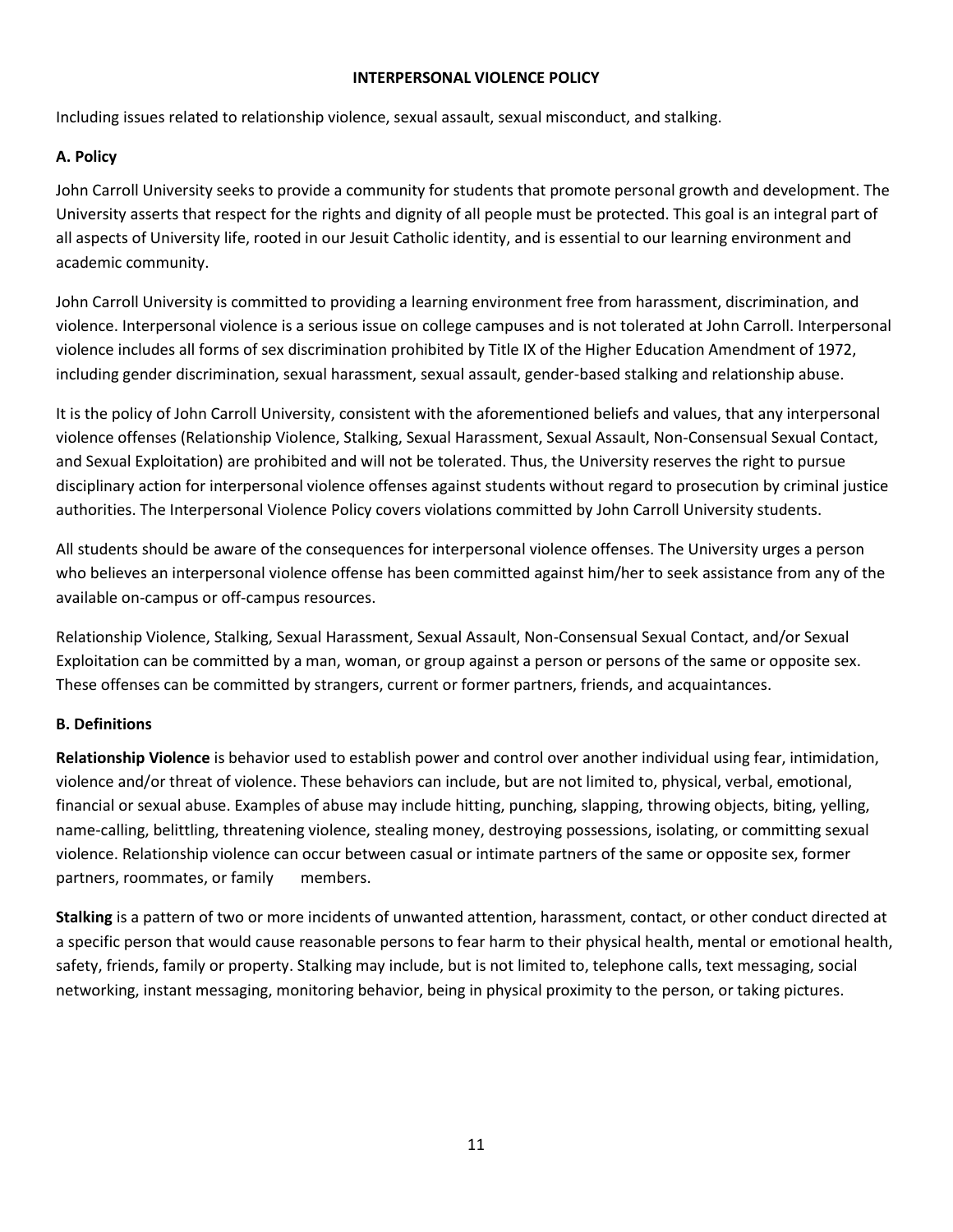# INTERPERSONAL VIOLENCE POLICY

Including issues related to relationship violence, sexual assault, sexual misconduct, and stalking.

## A. Policy

John Carroll University seeks to provide a community for students that promote personal growth and development. The University asserts that respect for the rights and dignity of all people must be protected. This goal is an integral part of all aspects of University life, rooted in our Jesuit Catholic identity, and is essential to our learning environment and academic community.

John Carroll University is committed to providing a learning environment free from harassment, discrimination, and violence. Interpersonal violence is a serious issue on college campuses and is not tolerated at John Carroll. Interpersonal violence includes all forms of sex discrimination prohibited by Title IX of the Higher Education Amendment of 1972, including gender discrimination, sexual harassment, sexual assault, gender-based stalking and relationship abuse.

It is the policy of John Carroll University, consistent with the aforementioned beliefs and values, that any interpersonal violence offenses (Relationship Violence, Stalking, Sexual Harassment, Sexual Assault, Non-Consensual Sexual Contact, and Sexual Exploitation) are prohibited and will not be tolerated. Thus, the University reserves the right to pursue disciplinary action for interpersonal violence offenses against students without regard to prosecution by criminal justice authorities. The Interpersonal Violence Policy covers violations committed by John Carroll University students.

All students should be aware of the consequences for interpersonal violence offenses. The University urges a person who believes an interpersonal violence offense has been committed against him/her to seek assistance from any of the available on-campus or off-campus resources.

Relationship Violence, Stalking, Sexual Harassment, Sexual Assault, Non-Consensual Sexual Contact, and/or Sexual Exploitation can be committed by a man, woman, or group against a person or persons of the same or opposite sex. These offenses can be committed by strangers, current or former partners, friends, and acquaintances.

## B. Definitions

**Relationship Violence** is behavior used to establish power and control over another individual using fear, intimidation, violence and/or threat of violence. These behaviors can include, but are not limited to, physical, verbal, emotional, financial or sexual abuse. Examples of abuse may include hitting, punching, slapping, throwing objects, biting, yelling, name-calling, belittling, threatening violence, stealing money, destroying possessions, isolating, or committing sexual violence. Relationship violence can occur between casual or intimate partners of the same or opposite sex, former partners, roommates, or family members.

**Stalking** is a pattern of two or more incidents of unwanted attention, harassment, contact, or other conduct directed at a specific person that would cause reasonable persons to fear harm to their physical health, mental or emotional health, safety, friends, family or property. Stalking may include, but is not limited to, telephone calls, text messaging, social networking, instant messaging, monitoring behavior, being in physical proximity to the person, or taking pictures.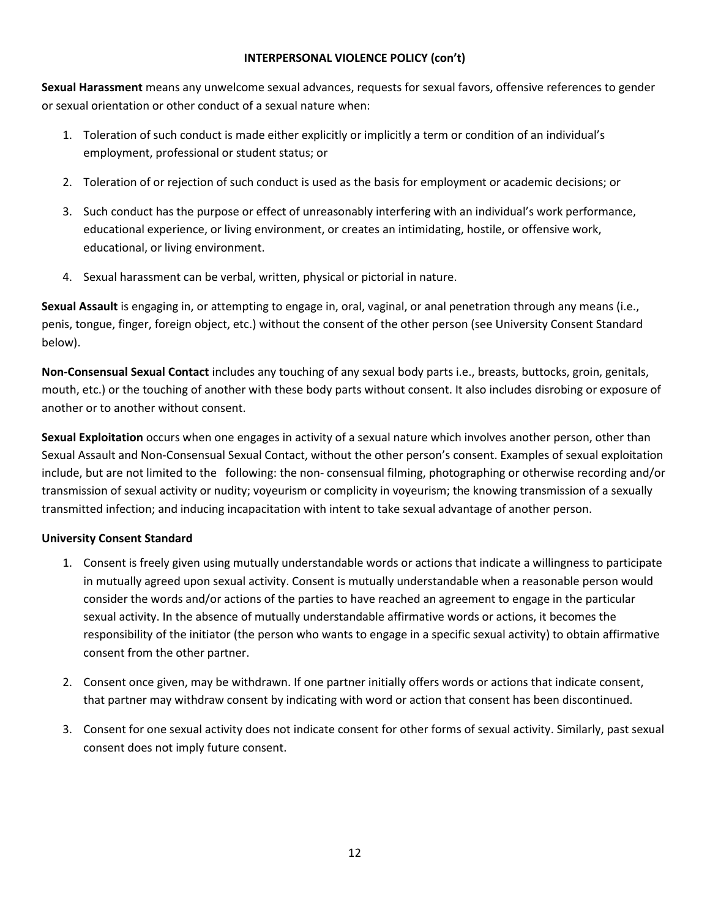**INTERPERSONAL VIOLENCE POLICY (con't)**

**Sexual Harassment** means any unwelcome sexual advances, requests for sexual favors, offensive references to gender or sexual orientation or other conduct of a sexual nature when:

1. Toleration of such conduct is made either explicitly or implicitly a term or condition of an individual's employment, professional or student status; or
2. Toleration of or rejection of such conduct is used as the basis for employment or academic decisions; or
3. Such conduct has the purpose or effect of unreasonably interfering with an individual's work performance, educational experience, or living environment, or creates an intimidating, hostile, or offensive work, educational, or living environment.
4. Sexual harassment can be verbal, written, physical or pictorial in nature.

**Sexual Assault** is engaging in, or attempting to engage in, oral, vaginal, or anal penetration through any means (i.e., penis, tongue, finger, foreign object, etc.) without the consent of the other person (see University Consent Standard below).

**Non-Consensual Sexual Contact** includes any touching of any sexual body parts i.e., breasts, buttocks, groin, genitals, mouth, etc.) or the touching of another with these body parts without consent. It also includes disrobing or exposure of another or to another without consent.

**Sexual Exploitation** occurs when one engages in activity of a sexual nature which involves another person, other than Sexual Assault and Non-Consensual Sexual Contact, without the other person's consent. Examples of sexual exploitation include, but are not limited to the following: the non- consensual filming, photographing or otherwise recording and/or transmission of sexual activity or nudity; voyeurism or complicity in voyeurism; the knowing transmission of a sexually transmitted infection; and inducing incapacitation with intent to take sexual advantage of another person.

**University Consent Standard**

1. Consent is freely given using mutually understandable words or actions that indicate a willingness to participate in mutually agreed upon sexual activity. Consent is mutually understandable when a reasonable person would consider the words and/or actions of the parties to have reached an agreement to engage in the particular sexual activity. In the absence of mutually understandable affirmative words or actions, it becomes the responsibility of the initiator (the person who wants to engage in a specific sexual activity) to obtain affirmative consent from the other partner.
2. Consent once given, may be withdrawn. If one partner initially offers words or actions that indicate consent, that partner may withdraw consent by indicating with word or action that consent has been discontinued.
3. Consent for one sexual activity does not indicate consent for other forms of sexual activity. Similarly, past sexual consent does not imply future consent.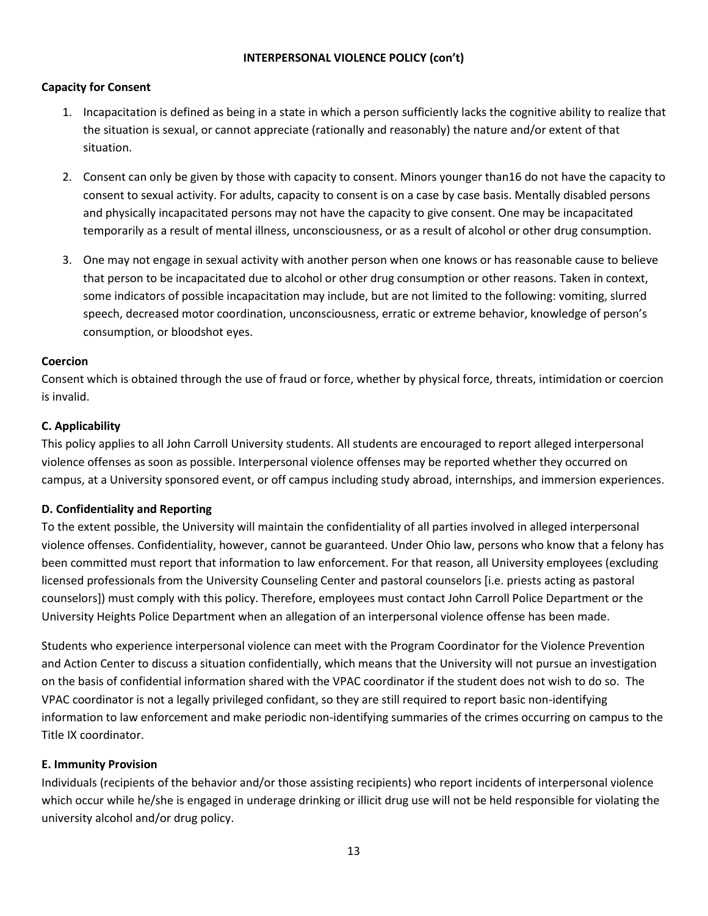**INTERPERSONAL VIOLENCE POLICY (con't)**

**Capacity for Consent**

1. Incapacitation is defined as being in a state in which a person sufficiently lacks the cognitive ability to realize that the situation is sexual, or cannot appreciate (rationally and reasonably) the nature and/or extent of that situation.

2. Consent can only be given by those with capacity to consent. Minors younger than16 do not have the capacity to consent to sexual activity. For adults, capacity to consent is on a case by case basis. Mentally disabled persons and physically incapacitated persons may not have the capacity to give consent. One may be incapacitated temporarily as a result of mental illness, unconsciousness, or as a result of alcohol or other drug consumption.

3. One may not engage in sexual activity with another person when one knows or has reasonable cause to believe that person to be incapacitated due to alcohol or other drug consumption or other reasons. Taken in context, some indicators of possible incapacitation may include, but are not limited to the following: vomiting, slurred speech, decreased motor coordination, unconsciousness, erratic or extreme behavior, knowledge of person's consumption, or bloodshot eyes.

**Coercion**

Consent which is obtained through the use of fraud or force, whether by physical force, threats, intimidation or coercion is invalid.

**C. Applicability**

This policy applies to all John Carroll University students. All students are encouraged to report alleged interpersonal violence offenses as soon as possible. Interpersonal violence offenses may be reported whether they occurred on campus, at a University sponsored event, or off campus including study abroad, internships, and immersion experiences.

**D. Confidentiality and Reporting**

To the extent possible, the University will maintain the confidentiality of all parties involved in alleged interpersonal violence offenses. Confidentiality, however, cannot be guaranteed. Under Ohio law, persons who know that a felony has been committed must report that information to law enforcement. For that reason, all University employees (excluding licensed professionals from the University Counseling Center and pastoral counselors [i.e. priests acting as pastoral counselors]) must comply with this policy. Therefore, employees must contact John Carroll Police Department or the University Heights Police Department when an allegation of an interpersonal violence offense has been made.

Students who experience interpersonal violence can meet with the Program Coordinator for the Violence Prevention and Action Center to discuss a situation confidentially, which means that the University will not pursue an investigation on the basis of confidential information shared with the VPAC coordinator if the student does not wish to do so. The VPAC coordinator is not a legally privileged confidant, so they are still required to report basic non-identifying information to law enforcement and make periodic non-identifying summaries of the crimes occurring on campus to the Title IX coordinator.

**E. Immunity Provision**

Individuals (recipients of the behavior and/or those assisting recipients) who report incidents of interpersonal violence which occur while he/she is engaged in underage drinking or illicit drug use will not be held responsible for violating the university alcohol and/or drug policy.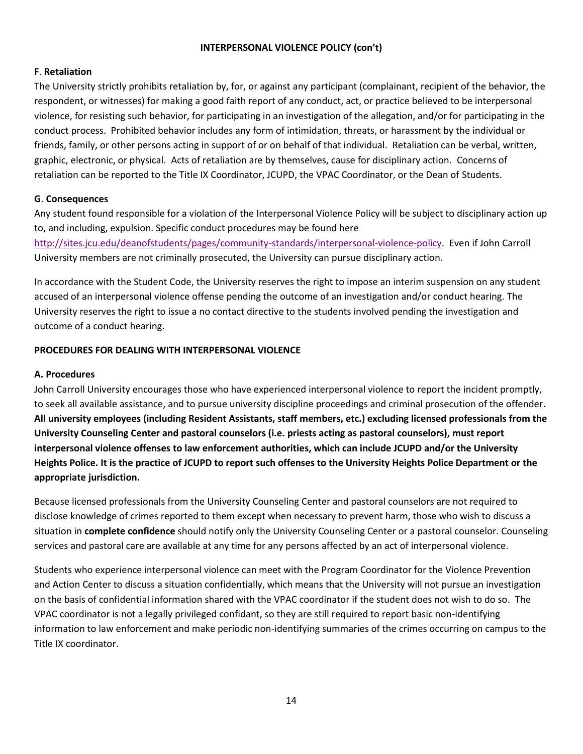**INTERPERSONAL VIOLENCE POLICY (con't)**

**F**. **Retaliation**

The University strictly prohibits retaliation by, for, or against any participant (complainant, recipient of the behavior, the respondent, or witnesses) for making a good faith report of any conduct, act, or practice believed to be interpersonal violence, for resisting such behavior, for participating in an investigation of the allegation, and/or for participating in the conduct process. Prohibited behavior includes any form of intimidation, threats, or harassment by the individual or friends, family, or other persons acting in support of or on behalf of that individual. Retaliation can be verbal, written, graphic, electronic, or physical. Acts of retaliation are by themselves, cause for disciplinary action. Concerns of retaliation can be reported to the Title IX Coordinator, JCUPD, the VPAC Coordinator, or the Dean of Students.

**G**. **Consequences**

Any student found responsible for a violation of the Interpersonal Violence Policy will be subject to disciplinary action up to, and including, expulsion. Specific conduct procedures may be found here [http://sites.jcu.edu/deanofstudents/pages/community-standards/interpersonal-violence-policy](http://sites.jcu.edu/deanofstudents/pages/community-standards/interpersonal-violence-policy). Even if John Carroll University members are not criminally prosecuted, the University can pursue disciplinary action.

In accordance with the Student Code, the University reserves the right to impose an interim suspension on any student accused of an interpersonal violence offense pending the outcome of an investigation and/or conduct hearing. The University reserves the right to issue a no contact directive to the students involved pending the investigation and outcome of a conduct hearing.

**PROCEDURES FOR DEALING WITH INTERPERSONAL VIOLENCE**

**A. Procedures**

John Carroll University encourages those who have experienced interpersonal violence to report the incident promptly, to seek all available assistance, and to pursue university discipline proceedings and criminal prosecution of the offender**. All university employees (including Resident Assistants, staff members, etc.) excluding licensed professionals from the University Counseling Center and pastoral counselors (i.e. priests acting as pastoral counselors), must report interpersonal violence offenses to law enforcement authorities, which can include JCUPD and/or the University Heights Police. It is the practice of JCUPD to report such offenses to the University Heights Police Department or the appropriate jurisdiction.**

Because licensed professionals from the University Counseling Center and pastoral counselors are not required to disclose knowledge of crimes reported to them except when necessary to prevent harm, those who wish to discuss a situation in **complete confidence** should notify only the University Counseling Center or a pastoral counselor. Counseling services and pastoral care are available at any time for any persons affected by an act of interpersonal violence.

Students who experience interpersonal violence can meet with the Program Coordinator for the Violence Prevention and Action Center to discuss a situation confidentially, which means that the University will not pursue an investigation on the basis of confidential information shared with the VPAC coordinator if the student does not wish to do so. The VPAC coordinator is not a legally privileged confidant, so they are still required to report basic non-identifying information to law enforcement and make periodic non-identifying summaries of the crimes occurring on campus to the Title IX coordinator.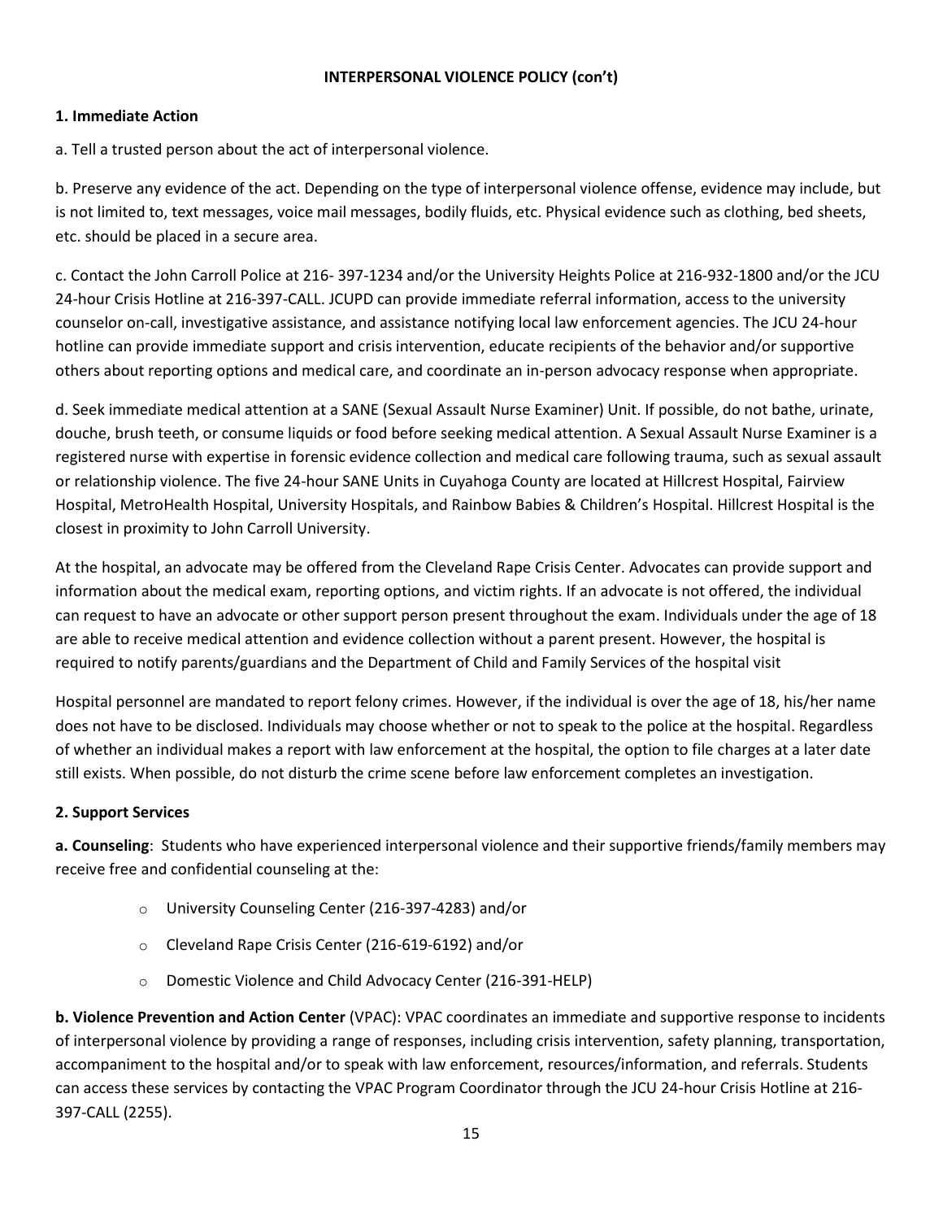**INTERPERSONAL VIOLENCE POLICY (con't)**

**1. Immediate Action**

a. Tell a trusted person about the act of interpersonal violence.

b. Preserve any evidence of the act. Depending on the type of interpersonal violence offense, evidence may include, but is not limited to, text messages, voice mail messages, bodily fluids, etc. Physical evidence such as clothing, bed sheets, etc. should be placed in a secure area.

c. Contact the John Carroll Police at 216- 397-1234 and/or the University Heights Police at 216-932-1800 and/or the JCU 24-hour Crisis Hotline at 216-397-CALL. JCUPD can provide immediate referral information, access to the university counselor on-call, investigative assistance, and assistance notifying local law enforcement agencies. The JCU 24-hour hotline can provide immediate support and crisis intervention, educate recipients of the behavior and/or supportive others about reporting options and medical care, and coordinate an in-person advocacy response when appropriate.

d. Seek immediate medical attention at a SANE (Sexual Assault Nurse Examiner) Unit. If possible, do not bathe, urinate, douche, brush teeth, or consume liquids or food before seeking medical attention. A Sexual Assault Nurse Examiner is a registered nurse with expertise in forensic evidence collection and medical care following trauma, such as sexual assault or relationship violence. The five 24-hour SANE Units in Cuyahoga County are located at Hillcrest Hospital, Fairview Hospital, MetroHealth Hospital, University Hospitals, and Rainbow Babies & Children's Hospital. Hillcrest Hospital is the closest in proximity to John Carroll University.

At the hospital, an advocate may be offered from the Cleveland Rape Crisis Center. Advocates can provide support and information about the medical exam, reporting options, and victim rights. If an advocate is not offered, the individual can request to have an advocate or other support person present throughout the exam. Individuals under the age of 18 are able to receive medical attention and evidence collection without a parent present. However, the hospital is required to notify parents/guardians and the Department of Child and Family Services of the hospital visit

Hospital personnel are mandated to report felony crimes. However, if the individual is over the age of 18, his/her name does not have to be disclosed. Individuals may choose whether or not to speak to the police at the hospital. Regardless of whether an individual makes a report with law enforcement at the hospital, the option to file charges at a later date still exists. When possible, do not disturb the crime scene before law enforcement completes an investigation.

**2. Support Services**

**a. Counseling**: Students who have experienced interpersonal violence and their supportive friends/family members may receive free and confidential counseling at the:

- University Counseling Center (216-397-4283) and/or
- Cleveland Rape Crisis Center (216-619-6192) and/or
- Domestic Violence and Child Advocacy Center (216-391-HELP)

**b. Violence Prevention and Action Center** (VPAC): VPAC coordinates an immediate and supportive response to incidents of interpersonal violence by providing a range of responses, including crisis intervention, safety planning, transportation, accompaniment to the hospital and/or to speak with law enforcement, resources/information, and referrals. Students can access these services by contacting the VPAC Program Coordinator through the JCU 24-hour Crisis Hotline at 216-397-CALL (2255).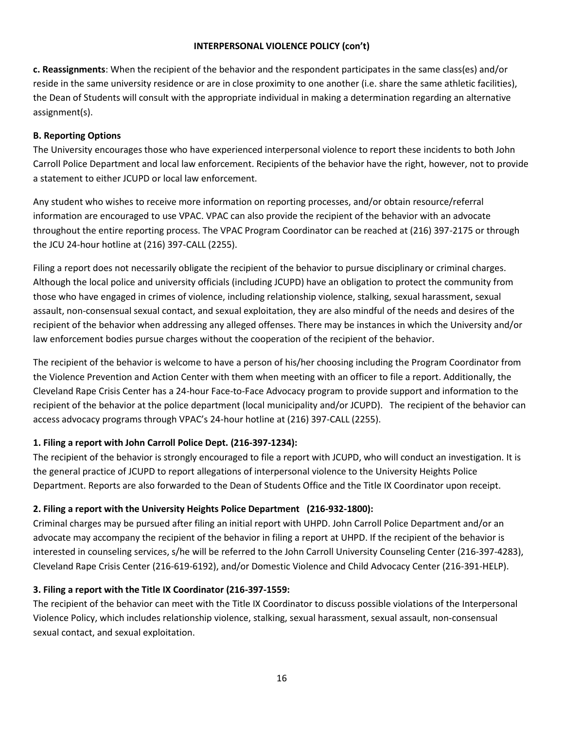**INTERPERSONAL VIOLENCE POLICY (con't)**

**c. Reassignments**: When the recipient of the behavior and the respondent participates in the same class(es) and/or reside in the same university residence or are in close proximity to one another (i.e. share the same athletic facilities), the Dean of Students will consult with the appropriate individual in making a determination regarding an alternative assignment(s).

**B. Reporting Options**

The University encourages those who have experienced interpersonal violence to report these incidents to both John Carroll Police Department and local law enforcement. Recipients of the behavior have the right, however, not to provide a statement to either JCUPD or local law enforcement.

Any student who wishes to receive more information on reporting processes, and/or obtain resource/referral information are encouraged to use VPAC. VPAC can also provide the recipient of the behavior with an advocate throughout the entire reporting process. The VPAC Program Coordinator can be reached at (216) 397-2175 or through the JCU 24-hour hotline at (216) 397-CALL (2255).

Filing a report does not necessarily obligate the recipient of the behavior to pursue disciplinary or criminal charges. Although the local police and university officials (including JCUPD) have an obligation to protect the community from those who have engaged in crimes of violence, including relationship violence, stalking, sexual harassment, sexual assault, non-consensual sexual contact, and sexual exploitation, they are also mindful of the needs and desires of the recipient of the behavior when addressing any alleged offenses. There may be instances in which the University and/or law enforcement bodies pursue charges without the cooperation of the recipient of the behavior.

The recipient of the behavior is welcome to have a person of his/her choosing including the Program Coordinator from the Violence Prevention and Action Center with them when meeting with an officer to file a report. Additionally, the Cleveland Rape Crisis Center has a 24-hour Face-to-Face Advocacy program to provide support and information to the recipient of the behavior at the police department (local municipality and/or JCUPD). The recipient of the behavior can access advocacy programs through VPAC's 24-hour hotline at (216) 397-CALL (2255).

**1. Filing a report with John Carroll Police Dept. (216-397-1234):**

The recipient of the behavior is strongly encouraged to file a report with JCUPD, who will conduct an investigation. It is the general practice of JCUPD to report allegations of interpersonal violence to the University Heights Police Department. Reports are also forwarded to the Dean of Students Office and the Title IX Coordinator upon receipt.

**2. Filing a report with the University Heights Police Department (216-932-1800):**

Criminal charges may be pursued after filing an initial report with UHPD. John Carroll Police Department and/or an advocate may accompany the recipient of the behavior in filing a report at UHPD. If the recipient of the behavior is interested in counseling services, s/he will be referred to the John Carroll University Counseling Center (216-397-4283), Cleveland Rape Crisis Center (216-619-6192), and/or Domestic Violence and Child Advocacy Center (216-391-HELP).

**3. Filing a report with the Title IX Coordinator (216-397-1559:**

The recipient of the behavior can meet with the Title IX Coordinator to discuss possible violations of the Interpersonal Violence Policy, which includes relationship violence, stalking, sexual harassment, sexual assault, non-consensual sexual contact, and sexual exploitation.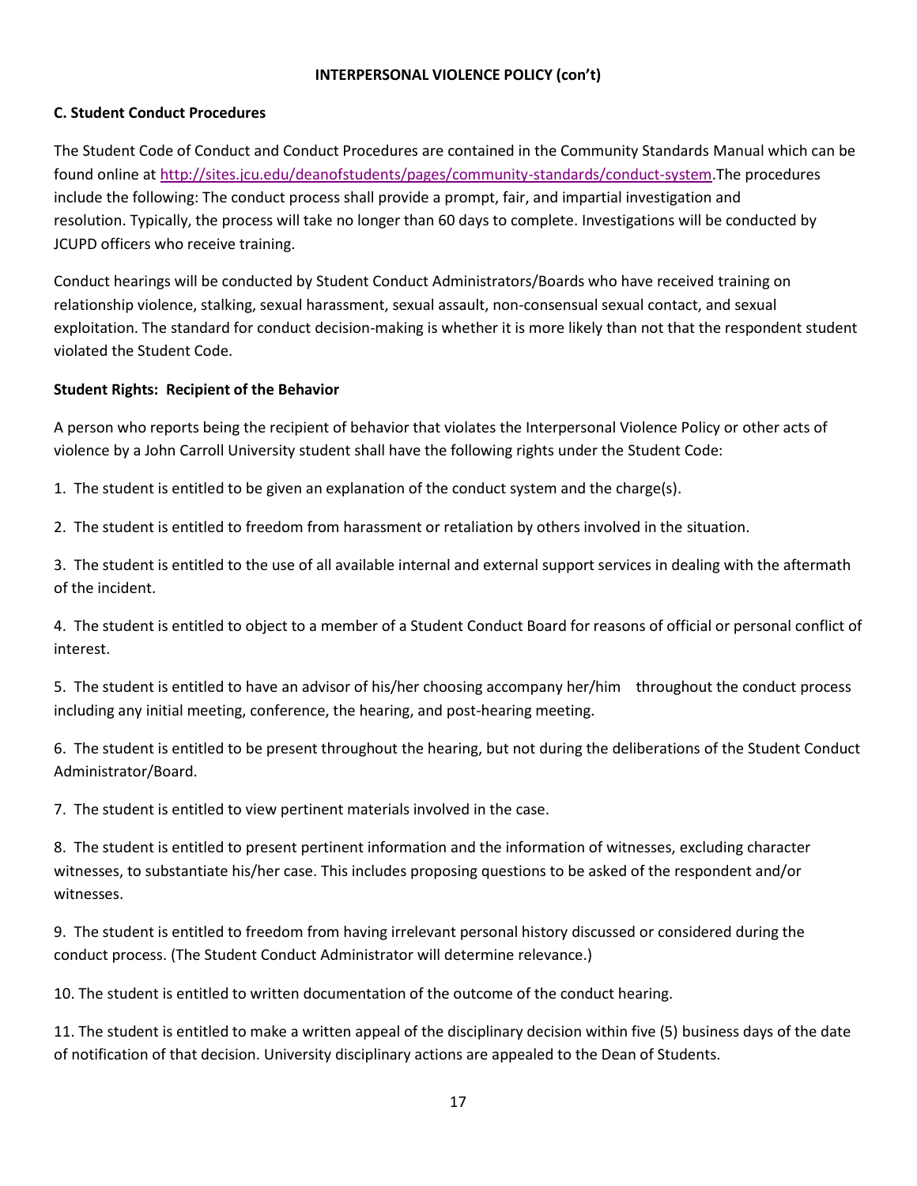**INTERPERSONAL VIOLENCE POLICY (con't)**

**C. Student Conduct Procedures**

The Student Code of Conduct and Conduct Procedures are contained in the Community Standards Manual which can be found online at [http://sites.jcu.edu/deanofstudents/pages/community-standards/conduct-system](http://sites.jcu.edu/deanofstudents/pages/community-standards/conduct-system).The procedures include the following: The conduct process shall provide a prompt, fair, and impartial investigation and resolution. Typically, the process will take no longer than 60 days to complete. Investigations will be conducted by JCUPD officers who receive training.

Conduct hearings will be conducted by Student Conduct Administrators/Boards who have received training on relationship violence, stalking, sexual harassment, sexual assault, non-consensual sexual contact, and sexual exploitation. The standard for conduct decision-making is whether it is more likely than not that the respondent student violated the Student Code.

**Student Rights: Recipient of the Behavior**

A person who reports being the recipient of behavior that violates the Interpersonal Violence Policy or other acts of violence by a John Carroll University student shall have the following rights under the Student Code:

1. The student is entitled to be given an explanation of the conduct system and the charge(s).

2. The student is entitled to freedom from harassment or retaliation by others involved in the situation.

3. The student is entitled to the use of all available internal and external support services in dealing with the aftermath of the incident.

4. The student is entitled to object to a member of a Student Conduct Board for reasons of official or personal conflict of interest.

5. The student is entitled to have an advisor of his/her choosing accompany her/him throughout the conduct process including any initial meeting, conference, the hearing, and post-hearing meeting.

6. The student is entitled to be present throughout the hearing, but not during the deliberations of the Student Conduct Administrator/Board.

7. The student is entitled to view pertinent materials involved in the case.

8. The student is entitled to present pertinent information and the information of witnesses, excluding character witnesses, to substantiate his/her case. This includes proposing questions to be asked of the respondent and/or witnesses.

9. The student is entitled to freedom from having irrelevant personal history discussed or considered during the conduct process. (The Student Conduct Administrator will determine relevance.)

10. The student is entitled to written documentation of the outcome of the conduct hearing.

11. The student is entitled to make a written appeal of the disciplinary decision within five (5) business days of the date of notification of that decision. University disciplinary actions are appealed to the Dean of Students.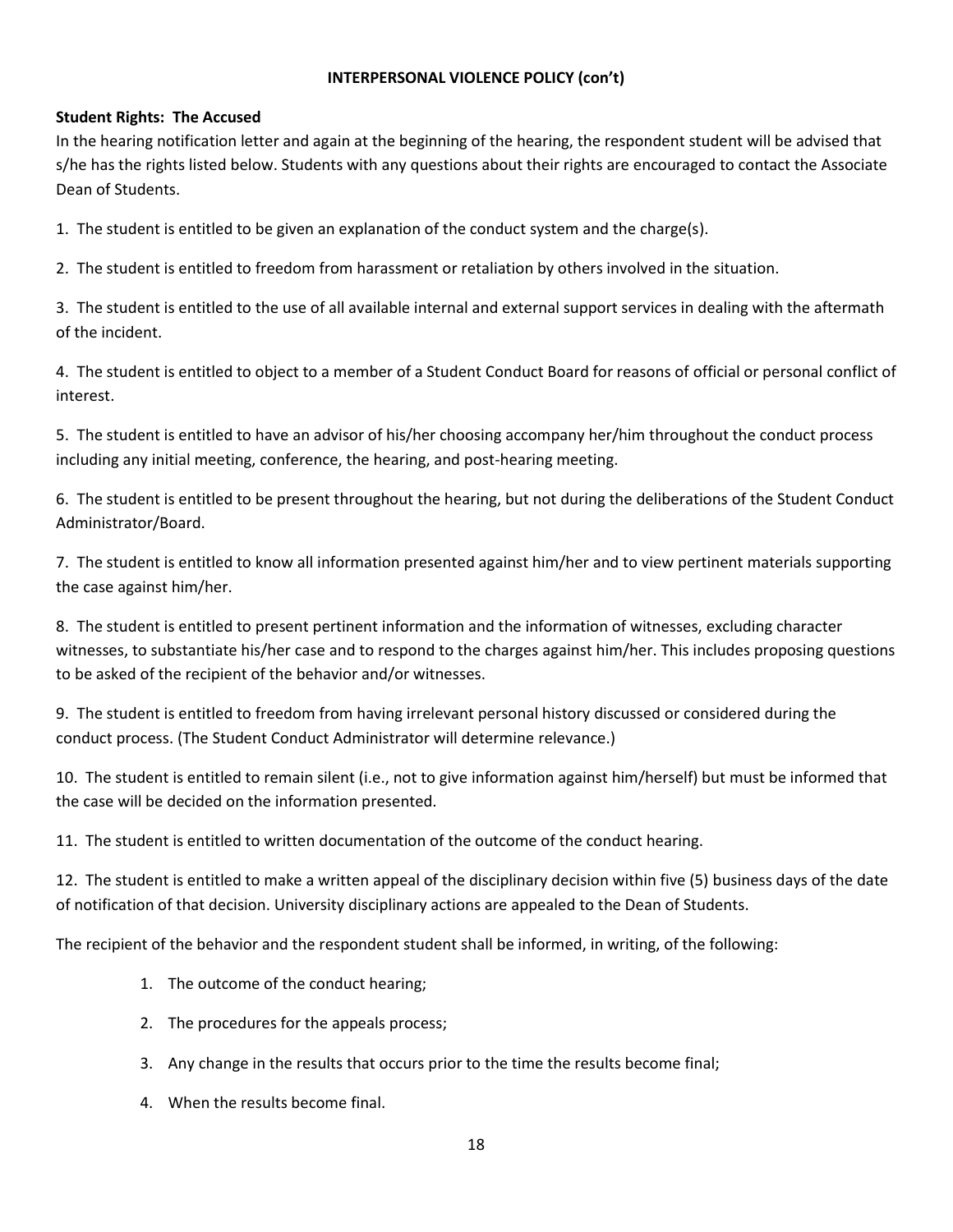**INTERPERSONAL VIOLENCE POLICY (con't)**

**Student Rights: The Accused**

In the hearing notification letter and again at the beginning of the hearing, the respondent student will be advised that s/he has the rights listed below. Students with any questions about their rights are encouraged to contact the Associate Dean of Students.

1. The student is entitled to be given an explanation of the conduct system and the charge(s).

2. The student is entitled to freedom from harassment or retaliation by others involved in the situation.

3. The student is entitled to the use of all available internal and external support services in dealing with the aftermath of the incident.

4. The student is entitled to object to a member of a Student Conduct Board for reasons of official or personal conflict of interest.

5. The student is entitled to have an advisor of his/her choosing accompany her/him throughout the conduct process including any initial meeting, conference, the hearing, and post-hearing meeting.

6. The student is entitled to be present throughout the hearing, but not during the deliberations of the Student Conduct Administrator/Board.

7. The student is entitled to know all information presented against him/her and to view pertinent materials supporting the case against him/her.

8. The student is entitled to present pertinent information and the information of witnesses, excluding character witnesses, to substantiate his/her case and to respond to the charges against him/her. This includes proposing questions to be asked of the recipient of the behavior and/or witnesses.

9. The student is entitled to freedom from having irrelevant personal history discussed or considered during the conduct process. (The Student Conduct Administrator will determine relevance.)

10. The student is entitled to remain silent (i.e., not to give information against him/herself) but must be informed that the case will be decided on the information presented.

11. The student is entitled to written documentation of the outcome of the conduct hearing.

12. The student is entitled to make a written appeal of the disciplinary decision within five (5) business days of the date of notification of that decision. University disciplinary actions are appealed to the Dean of Students.

The recipient of the behavior and the respondent student shall be informed, in writing, of the following:

1. The outcome of the conduct hearing;
2. The procedures for the appeals process;
3. Any change in the results that occurs prior to the time the results become final;
4. When the results become final.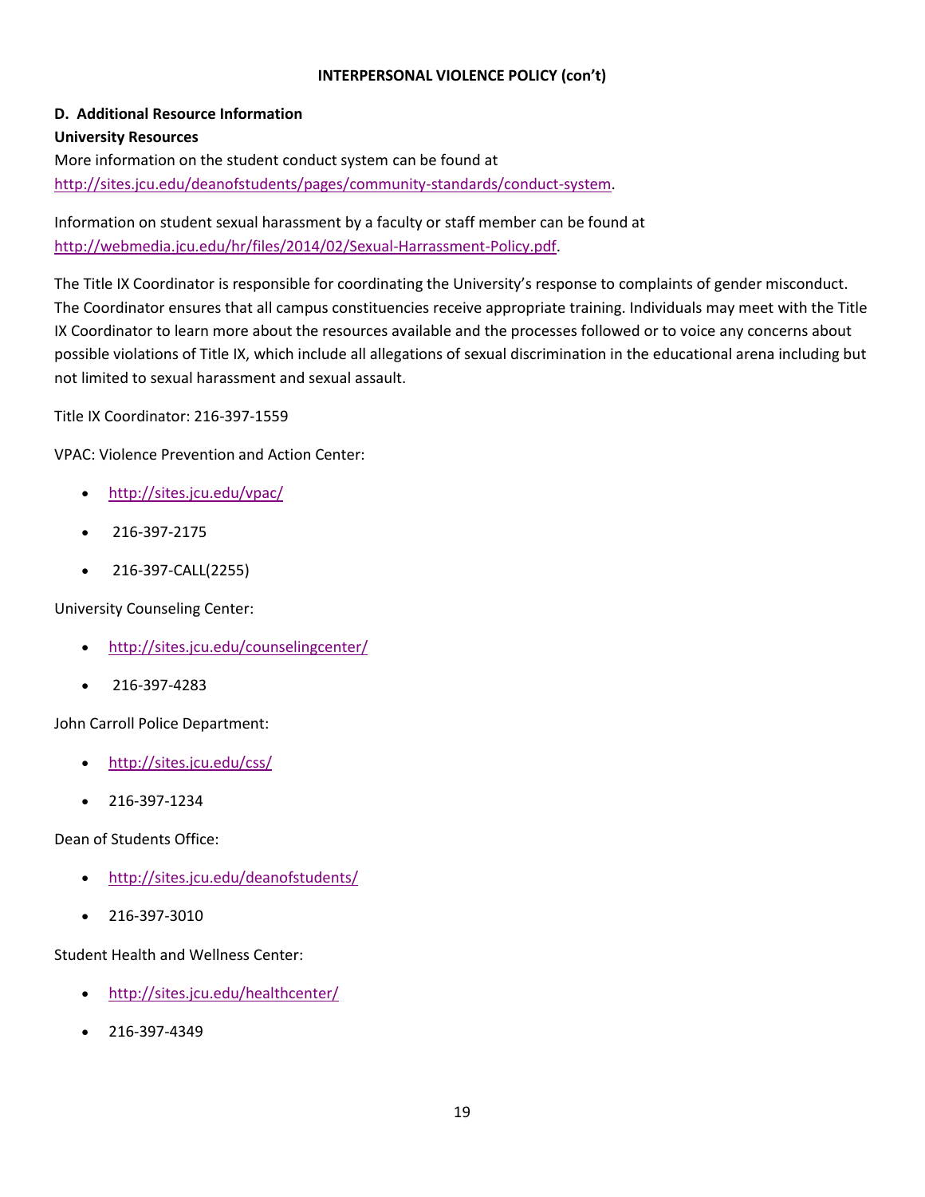**INTERPERSONAL VIOLENCE POLICY (con't)**

**D. Additional Resource Information**

**University Resources**

More information on the student conduct system can be found at http://sites.jcu.edu/deanofstudents/pages/community-standards/conduct-system.

Information on student sexual harassment by a faculty or staff member can be found at http://webmedia.jcu.edu/hr/files/2014/02/Sexual-Harrassment-Policy.pdf.

The Title IX Coordinator is responsible for coordinating the University's response to complaints of gender misconduct. The Coordinator ensures that all campus constituencies receive appropriate training. Individuals may meet with the Title IX Coordinator to learn more about the resources available and the processes followed or to voice any concerns about possible violations of Title IX, which include all allegations of sexual discrimination in the educational arena including but not limited to sexual harassment and sexual assault.

Title IX Coordinator: 216-397-1559

VPAC: Violence Prevention and Action Center:

- http://sites.jcu.edu/vpac/
- 216-397-2175
- 216-397-CALL(2255)

University Counseling Center:

- http://sites.jcu.edu/counselingcenter/
- 216-397-4283

John Carroll Police Department:

- http://sites.jcu.edu/css/
- 216-397-1234

Dean of Students Office:

- http://sites.jcu.edu/deanofstudents/
- 216-397-3010

Student Health and Wellness Center:

- http://sites.jcu.edu/healthcenter/
- 216-397-4349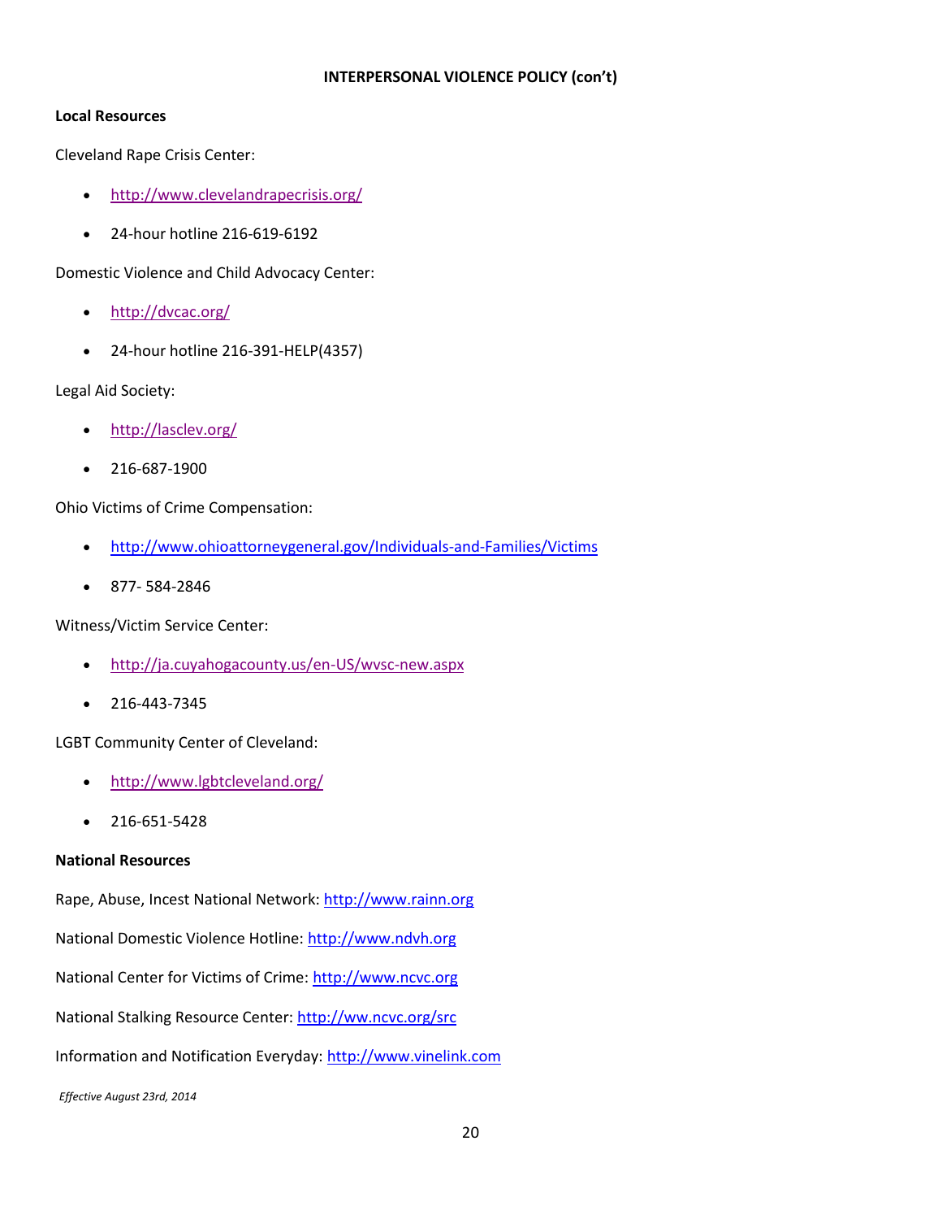**INTERPERSONAL VIOLENCE POLICY (con't)**

**Local Resources**

Cleveland Rape Crisis Center:

- http://www.clevelandrapecrisis.org/
- 24-hour hotline 216-619-6192

Domestic Violence and Child Advocacy Center:

- http://dvcac.org/
- 24-hour hotline 216-391-HELP(4357)

Legal Aid Society:

- http://lasclev.org/
- 216-687-1900

Ohio Victims of Crime Compensation:

- http://www.ohioattorneygeneral.gov/Individuals-and-Families/Victims
- 877- 584-2846

Witness/Victim Service Center:

- http://ja.cuyahogacounty.us/en-US/wvsc-new.aspx
- 216-443-7345

LGBT Community Center of Cleveland:

- http://www.lgbtcleveland.org/
- 216-651-5428

**National Resources**

Rape, Abuse, Incest National Network: http://www.rainn.org

National Domestic Violence Hotline: http://www.ndvh.org

National Center for Victims of Crime: http://www.ncvc.org

National Stalking Resource Center: http://ww.ncvc.org/src

Information and Notification Everyday: http://www.vinelink.com

*Effective August 23rd, 2014*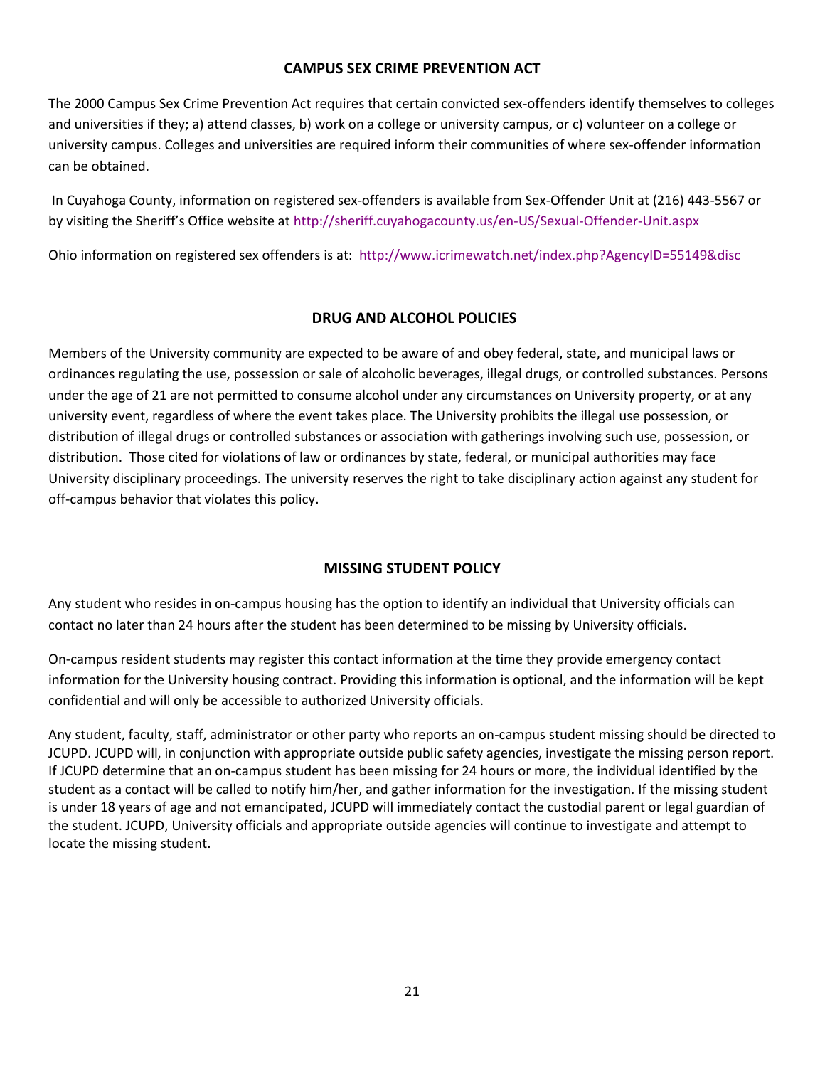## CAMPUS SEX CRIME PREVENTION ACT

The 2000 Campus Sex Crime Prevention Act requires that certain convicted sex-offenders identify themselves to colleges and universities if they; a) attend classes, b) work on a college or university campus, or c) volunteer on a college or university campus. Colleges and universities are required inform their communities of where sex-offender information can be obtained.

In Cuyahoga County, information on registered sex-offenders is available from Sex-Offender Unit at (216) 443-5567 or by visiting the Sheriff's Office website at http://sheriff.cuyahogacounty.us/en-US/Sexual-Offender-Unit.aspx

Ohio information on registered sex offenders is at: http://www.icrimewatch.net/index.php?AgencyID=55149&disc

## DRUG AND ALCOHOL POLICIES

Members of the University community are expected to be aware of and obey federal, state, and municipal laws or ordinances regulating the use, possession or sale of alcoholic beverages, illegal drugs, or controlled substances. Persons under the age of 21 are not permitted to consume alcohol under any circumstances on University property, or at any university event, regardless of where the event takes place. The University prohibits the illegal use possession, or distribution of illegal drugs or controlled substances or association with gatherings involving such use, possession, or distribution. Those cited for violations of law or ordinances by state, federal, or municipal authorities may face University disciplinary proceedings. The university reserves the right to take disciplinary action against any student for off-campus behavior that violates this policy.

## MISSING STUDENT POLICY

Any student who resides in on-campus housing has the option to identify an individual that University officials can contact no later than 24 hours after the student has been determined to be missing by University officials.

On-campus resident students may register this contact information at the time they provide emergency contact information for the University housing contract. Providing this information is optional, and the information will be kept confidential and will only be accessible to authorized University officials.

Any student, faculty, staff, administrator or other party who reports an on-campus student missing should be directed to JCUPD. JCUPD will, in conjunction with appropriate outside public safety agencies, investigate the missing person report. If JCUPD determine that an on-campus student has been missing for 24 hours or more, the individual identified by the student as a contact will be called to notify him/her, and gather information for the investigation. If the missing student is under 18 years of age and not emancipated, JCUPD will immediately contact the custodial parent or legal guardian of the student. JCUPD, University officials and appropriate outside agencies will continue to investigate and attempt to locate the missing student.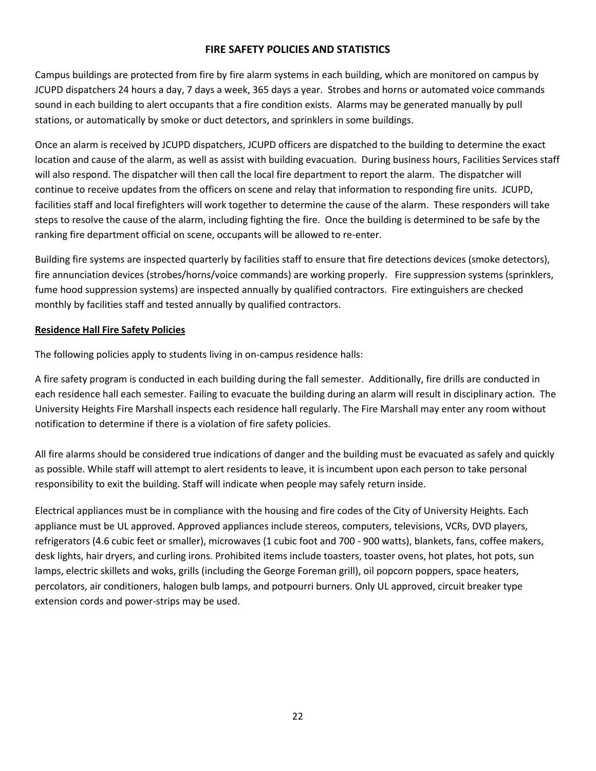## FIRE SAFETY POLICIES AND STATISTICS

Campus buildings are protected from fire by fire alarm systems in each building, which are monitored on campus by JCUPD dispatchers 24 hours a day, 7 days a week, 365 days a year. Strobes and horns or automated voice commands sound in each building to alert occupants that a fire condition exists. Alarms may be generated manually by pull stations, or automatically by smoke or duct detectors, and sprinklers in some buildings.

Once an alarm is received by JCUPD dispatchers, JCUPD officers are dispatched to the building to determine the exact location and cause of the alarm, as well as assist with building evacuation. During business hours, Facilities Services staff will also respond. The dispatcher will then call the local fire department to report the alarm. The dispatcher will continue to receive updates from the officers on scene and relay that information to responding fire units. JCUPD, facilities staff and local firefighters will work together to determine the cause of the alarm. These responders will take steps to resolve the cause of the alarm, including fighting the fire. Once the building is determined to be safe by the ranking fire department official on scene, occupants will be allowed to re-enter.

Building fire systems are inspected quarterly by facilities staff to ensure that fire detections devices (smoke detectors), fire annunciation devices (strobes/horns/voice commands) are working properly. Fire suppression systems (sprinklers, fume hood suppression systems) are inspected annually by qualified contractors. Fire extinguishers are checked monthly by facilities staff and tested annually by qualified contractors.

### Residence Hall Fire Safety Policies

The following policies apply to students living in on-campus residence halls:

A fire safety program is conducted in each building during the fall semester. Additionally, fire drills are conducted in each residence hall each semester. Failing to evacuate the building during an alarm will result in disciplinary action. The University Heights Fire Marshall inspects each residence hall regularly. The Fire Marshall may enter any room without notification to determine if there is a violation of fire safety policies.

All fire alarms should be considered true indications of danger and the building must be evacuated as safely and quickly as possible. While staff will attempt to alert residents to leave, it is incumbent upon each person to take personal responsibility to exit the building. Staff will indicate when people may safely return inside.

Electrical appliances must be in compliance with the housing and fire codes of the City of University Heights. Each appliance must be UL approved. Approved appliances include stereos, computers, televisions, VCRs, DVD players, refrigerators (4.6 cubic feet or smaller), microwaves (1 cubic foot and 700 - 900 watts), blankets, fans, coffee makers, desk lights, hair dryers, and curling irons. Prohibited items include toasters, toaster ovens, hot plates, hot pots, sun lamps, electric skillets and woks, grills (including the George Foreman grill), oil popcorn poppers, space heaters, percolators, air conditioners, halogen bulb lamps, and potpourri burners. Only UL approved, circuit breaker type extension cords and power-strips may be used.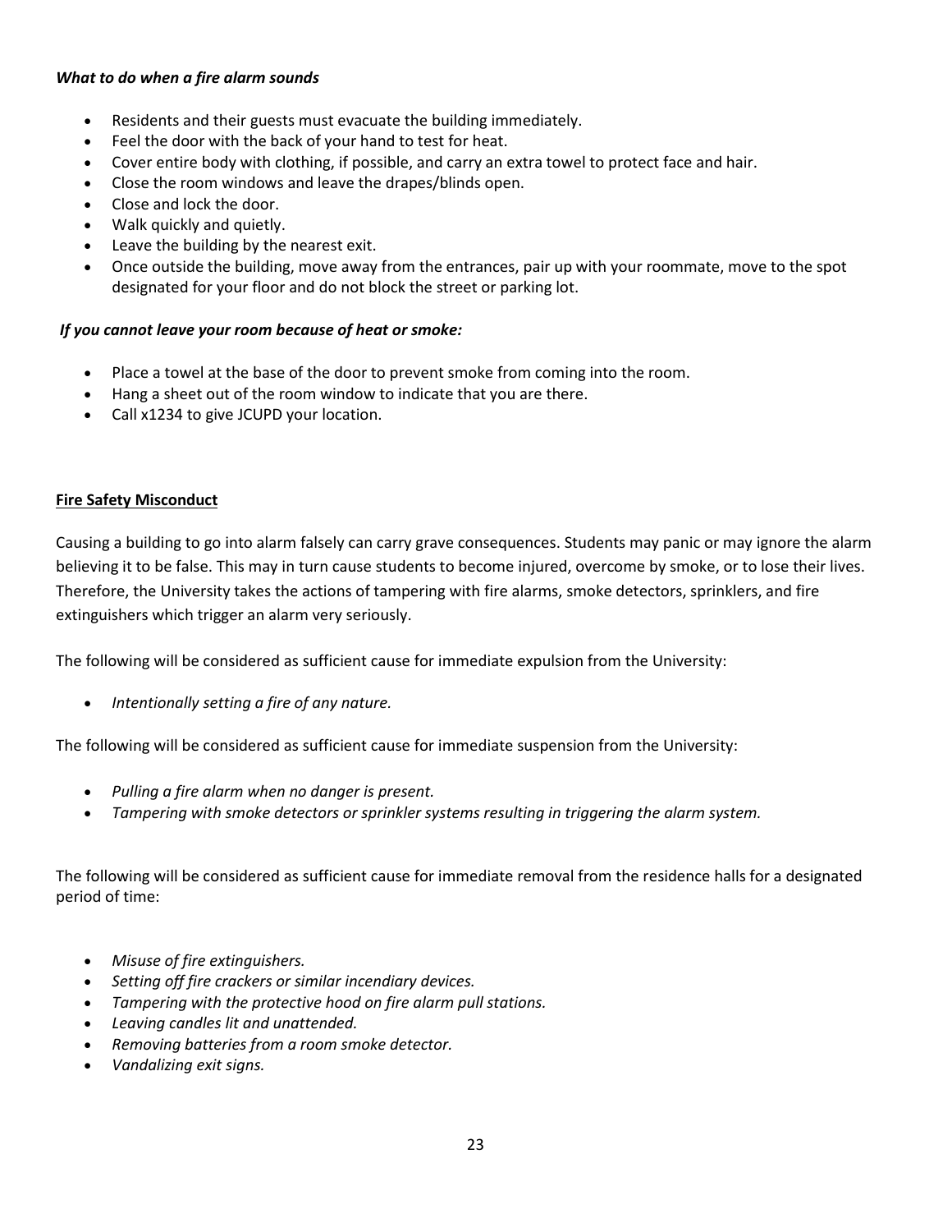***What to do when a fire alarm sounds***

- Residents and their guests must evacuate the building immediately.
- Feel the door with the back of your hand to test for heat.
- Cover entire body with clothing, if possible, and carry an extra towel to protect face and hair.
- Close the room windows and leave the drapes/blinds open.
- Close and lock the door.
- Walk quickly and quietly.
- Leave the building by the nearest exit.
- Once outside the building, move away from the entrances, pair up with your roommate, move to the spot designated for your floor and do not block the street or parking lot.

***If you cannot leave your room because of heat or smoke:***

- Place a towel at the base of the door to prevent smoke from coming into the room.
- Hang a sheet out of the room window to indicate that you are there.
- Call x1234 to give JCUPD your location.

## Fire Safety Misconduct

Causing a building to go into alarm falsely can carry grave consequences. Students may panic or may ignore the alarm believing it to be false. This may in turn cause students to become injured, overcome by smoke, or to lose their lives. Therefore, the University takes the actions of tampering with fire alarms, smoke detectors, sprinklers, and fire extinguishers which trigger an alarm very seriously.

The following will be considered as sufficient cause for immediate expulsion from the University:

- *Intentionally setting a fire of any nature.*

The following will be considered as sufficient cause for immediate suspension from the University:

- *Pulling a fire alarm when no danger is present.*
- *Tampering with smoke detectors or sprinkler systems resulting in triggering the alarm system.*

The following will be considered as sufficient cause for immediate removal from the residence halls for a designated period of time:

- *Misuse of fire extinguishers.*
- *Setting off fire crackers or similar incendiary devices.*
- *Tampering with the protective hood on fire alarm pull stations.*
- *Leaving candles lit and unattended.*
- *Removing batteries from a room smoke detector.*
- *Vandalizing exit signs.*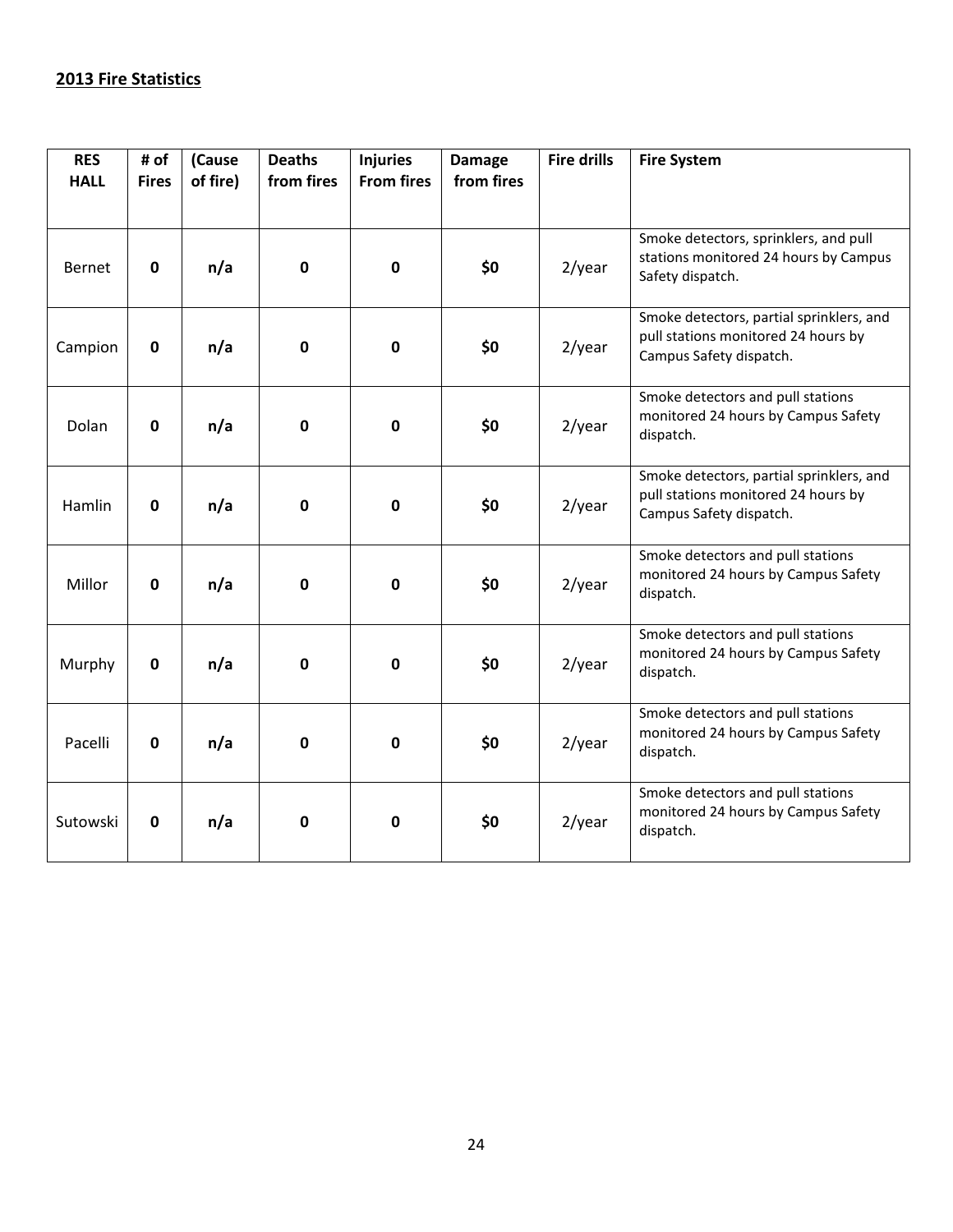**2013 Fire Statistics**

| RES HALL | # of Fires | (Cause of fire) | Deaths from fires | Injuries From fires | Damage from fires | Fire drills | Fire System |
|---|---|---|---|---|---|---|---|
| Bernet | **0** | **n/a** | **0** | **0** | **$0** | 2/year | Smoke detectors, sprinklers, and pull stations monitored 24 hours by Campus Safety dispatch. |
| Campion | **0** | **n/a** | **0** | **0** | **$0** | 2/year | Smoke detectors, partial sprinklers, and pull stations monitored 24 hours by Campus Safety dispatch. |
| Dolan | **0** | **n/a** | **0** | **0** | **$0** | 2/year | Smoke detectors and pull stations monitored 24 hours by Campus Safety dispatch. |
| Hamlin | **0** | **n/a** | **0** | **0** | **$0** | 2/year | Smoke detectors, partial sprinklers, and pull stations monitored 24 hours by Campus Safety dispatch. |
| Millor | **0** | **n/a** | **0** | **0** | **$0** | 2/year | Smoke detectors and pull stations monitored 24 hours by Campus Safety dispatch. |
| Murphy | **0** | **n/a** | **0** | **0** | **$0** | 2/year | Smoke detectors and pull stations monitored 24 hours by Campus Safety dispatch. |
| Pacelli | **0** | **n/a** | **0** | **0** | **$0** | 2/year | Smoke detectors and pull stations monitored 24 hours by Campus Safety dispatch. |
| Sutowski | **0** | **n/a** | **0** | **0** | **$0** | 2/year | Smoke detectors and pull stations monitored 24 hours by Campus Safety dispatch. |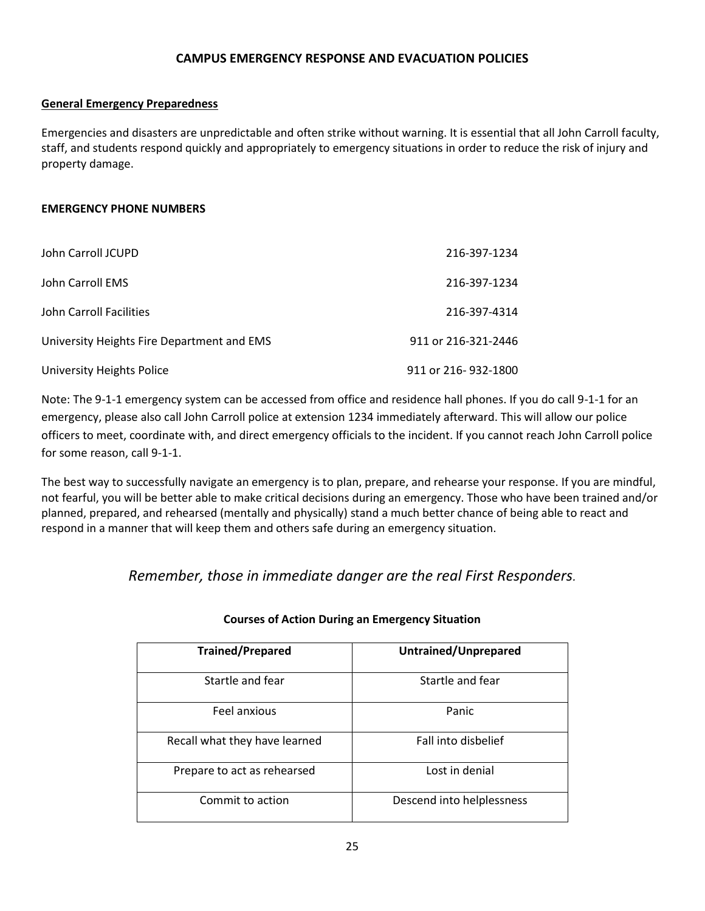# CAMPUS EMERGENCY RESPONSE AND EVACUATION POLICIES

## General Emergency Preparedness

Emergencies and disasters are unpredictable and often strike without warning. It is essential that all John Carroll faculty, staff, and students respond quickly and appropriately to emergency situations in order to reduce the risk of injury and property damage.

**EMERGENCY PHONE NUMBERS**

| | |
|---|---|
| John Carroll JCUPD | 216-397-1234 |
| John Carroll EMS | 216-397-1234 |
| John Carroll Facilities | 216-397-4314 |
| University Heights Fire Department and EMS | 911 or 216-321-2446 |
| University Heights Police | 911 or 216- 932-1800 |

Note: The 9-1-1 emergency system can be accessed from office and residence hall phones. If you do call 9-1-1 for an emergency, please also call John Carroll police at extension 1234 immediately afterward. This will allow our police officers to meet, coordinate with, and direct emergency officials to the incident. If you cannot reach John Carroll police for some reason, call 9-1-1.

The best way to successfully navigate an emergency is to plan, prepare, and rehearse your response. If you are mindful, not fearful, you will be better able to make critical decisions during an emergency. Those who have been trained and/or planned, prepared, and rehearsed (mentally and physically) stand a much better chance of being able to react and respond in a manner that will keep them and others safe during an emergency situation.

*Remember, those in immediate danger are the real First Responders.*

**Courses of Action During an Emergency Situation**

| Trained/Prepared | Untrained/Unprepared |
|---|---|
| Startle and fear | Startle and fear |
| Feel anxious | Panic |
| Recall what they have learned | Fall into disbelief |
| Prepare to act as rehearsed | Lost in denial |
| Commit to action | Descend into helplessness |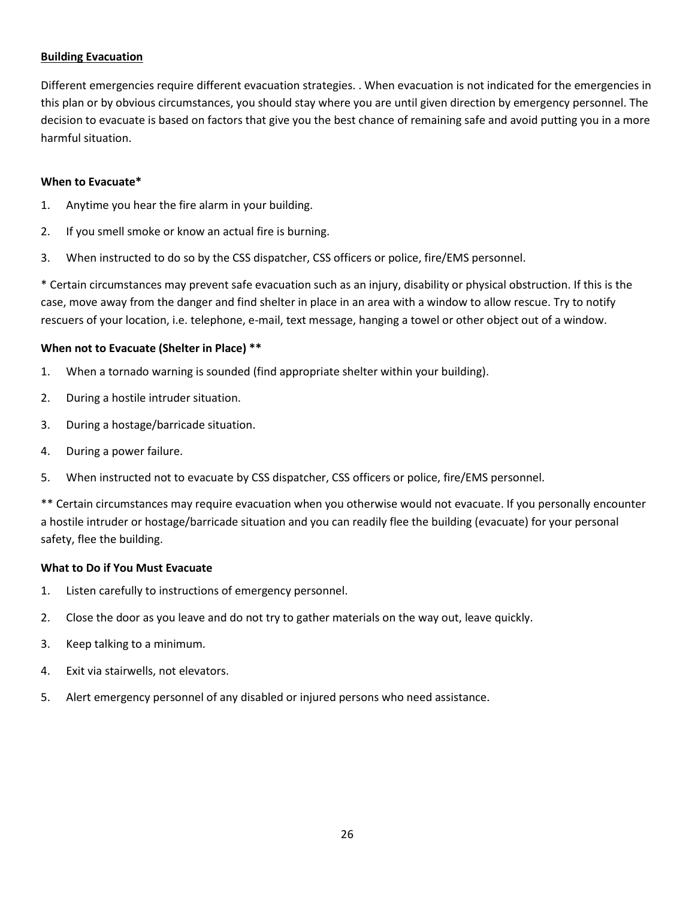## Building Evacuation

Different emergencies require different evacuation strategies. . When evacuation is not indicated for the emergencies in this plan or by obvious circumstances, you should stay where you are until given direction by emergency personnel. The decision to evacuate is based on factors that give you the best chance of remaining safe and avoid putting you in a more harmful situation.

**When to Evacuate***

1. Anytime you hear the fire alarm in your building.
2. If you smell smoke or know an actual fire is burning.
3. When instructed to do so by the CSS dispatcher, CSS officers or police, fire/EMS personnel.

* Certain circumstances may prevent safe evacuation such as an injury, disability or physical obstruction. If this is the case, move away from the danger and find shelter in place in an area with a window to allow rescue. Try to notify rescuers of your location, i.e. telephone, e-mail, text message, hanging a towel or other object out of a window.

**When not to Evacuate (Shelter in Place) ****

1. When a tornado warning is sounded (find appropriate shelter within your building).
2. During a hostile intruder situation.
3. During a hostage/barricade situation.
4. During a power failure.
5. When instructed not to evacuate by CSS dispatcher, CSS officers or police, fire/EMS personnel.

** Certain circumstances may require evacuation when you otherwise would not evacuate. If you personally encounter a hostile intruder or hostage/barricade situation and you can readily flee the building (evacuate) for your personal safety, flee the building.

**What to Do if You Must Evacuate**

1. Listen carefully to instructions of emergency personnel.
2. Close the door as you leave and do not try to gather materials on the way out, leave quickly.
3. Keep talking to a minimum.
4. Exit via stairwells, not elevators.
5. Alert emergency personnel of any disabled or injured persons who need assistance.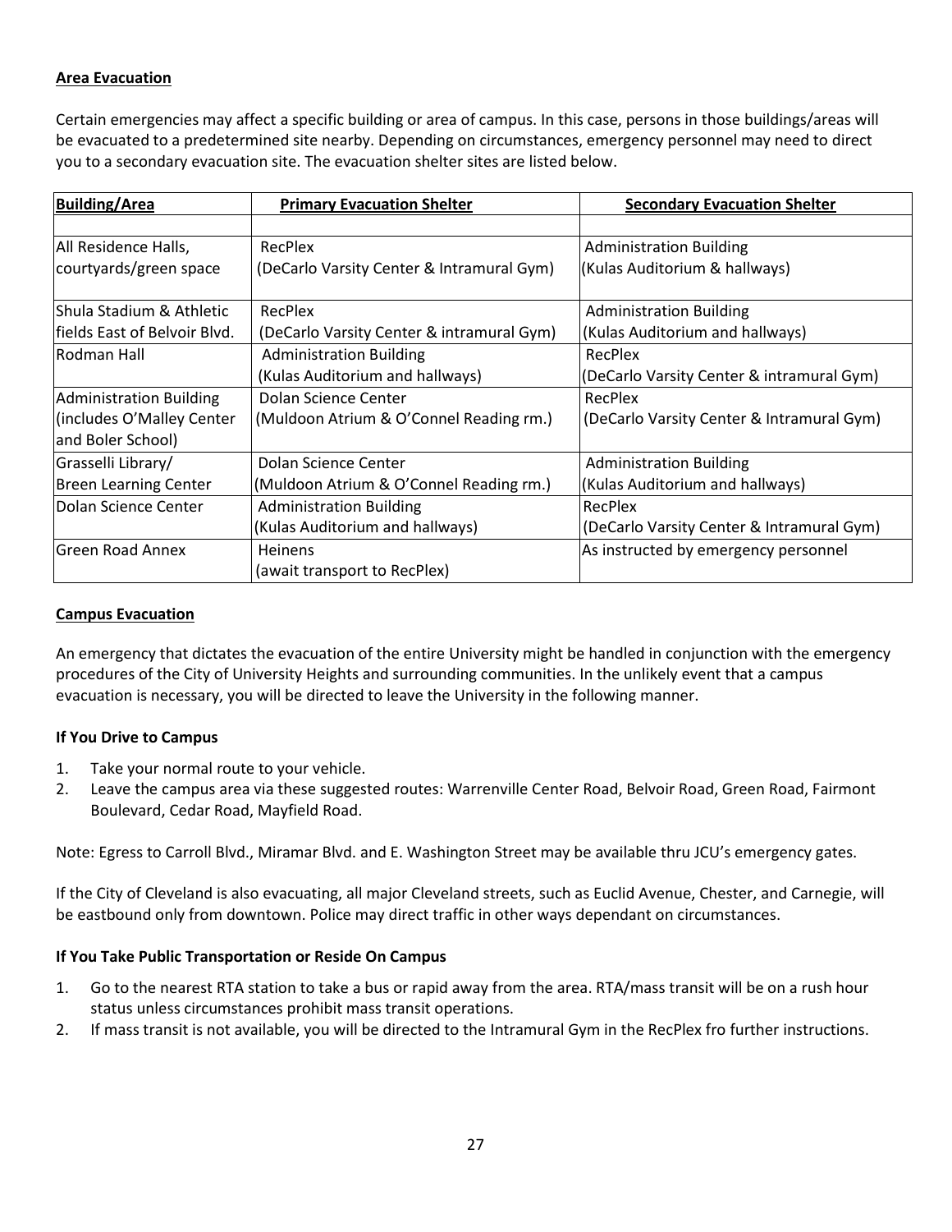**Area Evacuation**

Certain emergencies may affect a specific building or area of campus. In this case, persons in those buildings/areas will be evacuated to a predetermined site nearby. Depending on circumstances, emergency personnel may need to direct you to a secondary evacuation site. The evacuation shelter sites are listed below.

| Building/Area | Primary Evacuation Shelter | Secondary Evacuation Shelter |
|---|---|---|
| | | |
| All Residence Halls, courtyards/green space | RecPlex (DeCarlo Varsity Center & Intramural Gym) | Administration Building (Kulas Auditorium & hallways) |
| Shula Stadium & Athletic fields East of Belvoir Blvd. | RecPlex (DeCarlo Varsity Center & intramural Gym) | Administration Building (Kulas Auditorium and hallways) |
| Rodman Hall | Administration Building (Kulas Auditorium and hallways) | RecPlex (DeCarlo Varsity Center & intramural Gym) |
| Administration Building (includes O'Malley Center and Boler School) | Dolan Science Center (Muldoon Atrium & O'Connel Reading rm.) | RecPlex (DeCarlo Varsity Center & Intramural Gym) |
| Grasselli Library/ Breen Learning Center | Dolan Science Center (Muldoon Atrium & O'Connel Reading rm.) | Administration Building (Kulas Auditorium and hallways) |
| Dolan Science Center | Administration Building (Kulas Auditorium and hallways) | RecPlex (DeCarlo Varsity Center & Intramural Gym) |
| Green Road Annex | Heinens (await transport to RecPlex) | As instructed by emergency personnel |

**Campus Evacuation**

An emergency that dictates the evacuation of the entire University might be handled in conjunction with the emergency procedures of the City of University Heights and surrounding communities. In the unlikely event that a campus evacuation is necessary, you will be directed to leave the University in the following manner.

**If You Drive to Campus**

1. Take your normal route to your vehicle.
2. Leave the campus area via these suggested routes: Warrenville Center Road, Belvoir Road, Green Road, Fairmont Boulevard, Cedar Road, Mayfield Road.

Note: Egress to Carroll Blvd., Miramar Blvd. and E. Washington Street may be available thru JCU's emergency gates.

If the City of Cleveland is also evacuating, all major Cleveland streets, such as Euclid Avenue, Chester, and Carnegie, will be eastbound only from downtown. Police may direct traffic in other ways dependant on circumstances.

**If You Take Public Transportation or Reside On Campus**

1. Go to the nearest RTA station to take a bus or rapid away from the area. RTA/mass transit will be on a rush hour status unless circumstances prohibit mass transit operations.
2. If mass transit is not available, you will be directed to the Intramural Gym in the RecPlex fro further instructions.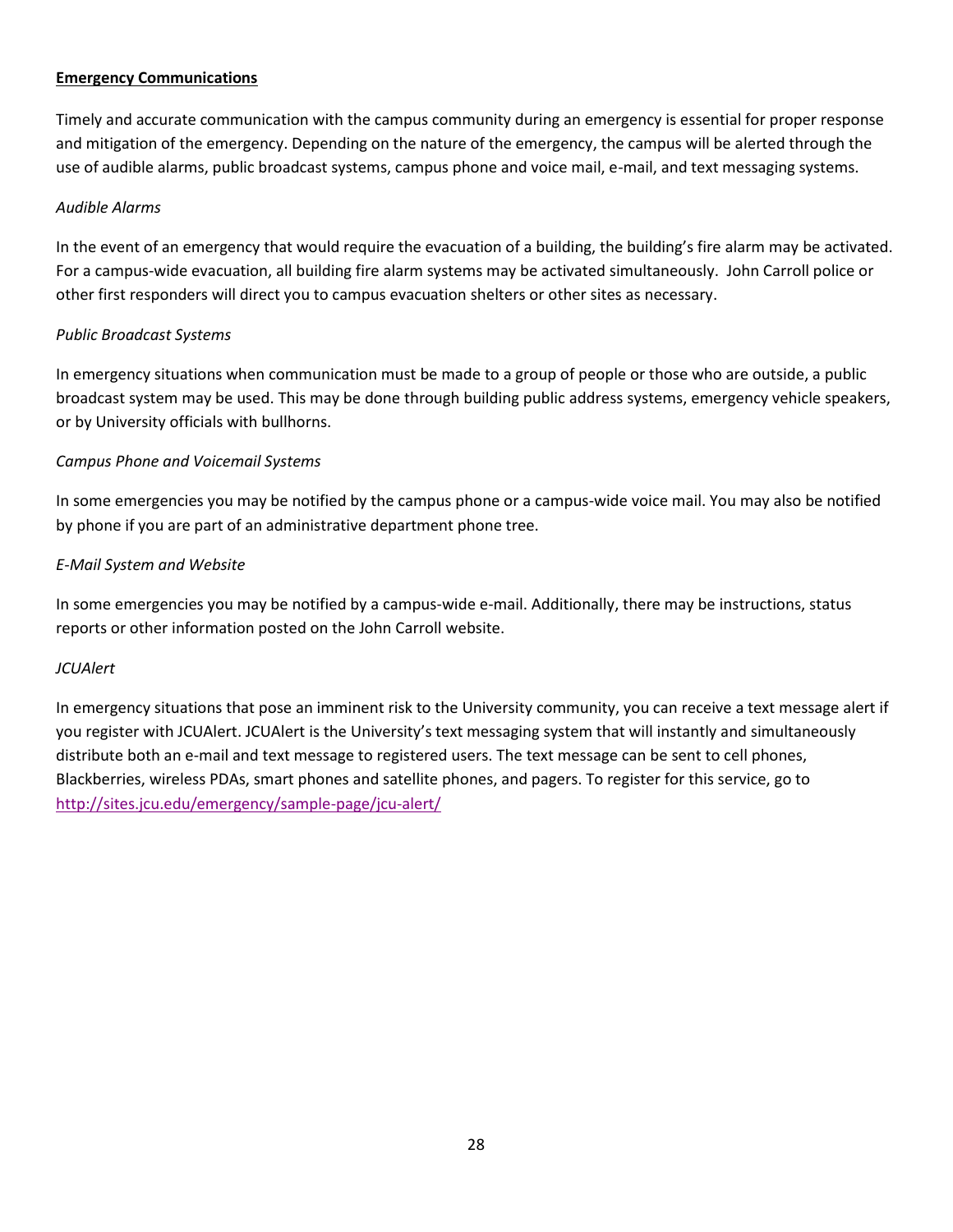## Emergency Communications

Timely and accurate communication with the campus community during an emergency is essential for proper response and mitigation of the emergency. Depending on the nature of the emergency, the campus will be alerted through the use of audible alarms, public broadcast systems, campus phone and voice mail, e-mail, and text messaging systems.

### *Audible Alarms*

In the event of an emergency that would require the evacuation of a building, the building's fire alarm may be activated. For a campus-wide evacuation, all building fire alarm systems may be activated simultaneously. John Carroll police or other first responders will direct you to campus evacuation shelters or other sites as necessary.

### *Public Broadcast Systems*

In emergency situations when communication must be made to a group of people or those who are outside, a public broadcast system may be used. This may be done through building public address systems, emergency vehicle speakers, or by University officials with bullhorns.

### *Campus Phone and Voicemail Systems*

In some emergencies you may be notified by the campus phone or a campus-wide voice mail. You may also be notified by phone if you are part of an administrative department phone tree.

### *E-Mail System and Website*

In some emergencies you may be notified by a campus-wide e-mail. Additionally, there may be instructions, status reports or other information posted on the John Carroll website.

### *JCUAlert*

In emergency situations that pose an imminent risk to the University community, you can receive a text message alert if you register with JCUAlert. JCUAlert is the University's text messaging system that will instantly and simultaneously distribute both an e-mail and text message to registered users. The text message can be sent to cell phones, Blackberries, wireless PDAs, smart phones and satellite phones, and pagers. To register for this service, go to [http://sites.jcu.edu/emergency/sample-page/jcu-alert/](http://sites.jcu.edu/emergency/sample-page/jcu-alert/)